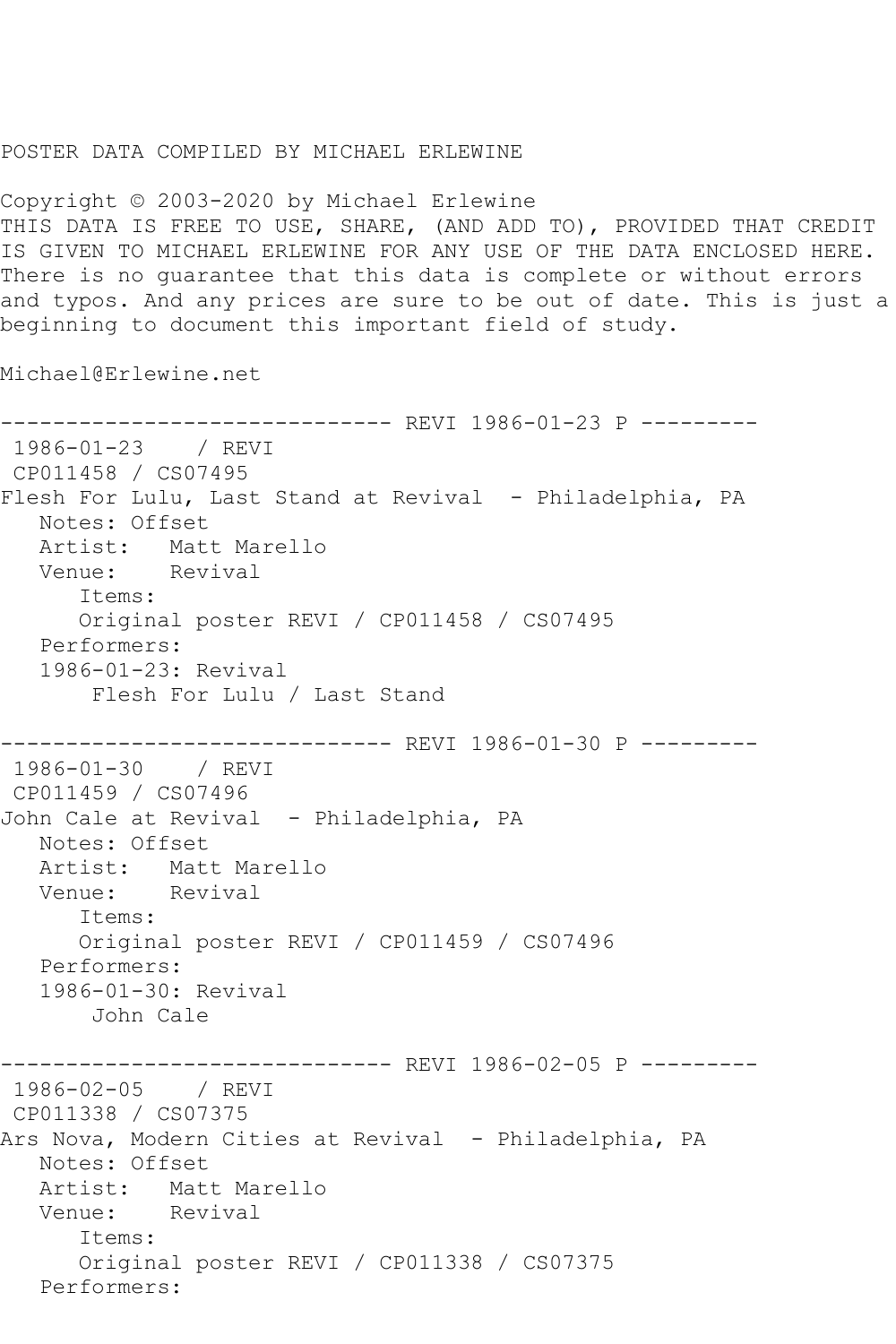POSTER DATA COMPILED BY MICHAEL ERLEWINE

Copyright © 2003-2020 by Michael Erlewine
THIS DATA IS FREE TO USE, SHARE, (AND ADD TO), PROVIDED THAT CREDIT IS GIVEN TO MICHAEL ERLEWINE FOR ANY USE OF THE DATA ENCLOSED HERE. There is no guarantee that this data is complete or without errors and typos. And any prices are sure to be out of date. This is just a beginning to document this important field of study.

Michael@Erlewine.net

```
------------------------------ REVI 1986-01-23 P ---------
 1986-01-23    / REVI
 CP011458 / CS07495
Flesh For Lulu, Last Stand at Revival  - Philadelphia, PA
   Notes: Offset
   Artist:   Matt Marello
   Venue:    Revival
      Items:
      Original poster REVI / CP011458 / CS07495
   Performers:
   1986-01-23: Revival
       Flesh For Lulu / Last Stand

------------------------------ REVI 1986-01-30 P ---------
 1986-01-30    / REVI
 CP011459 / CS07496
John Cale at Revival  - Philadelphia, PA
   Notes: Offset
   Artist:   Matt Marello
   Venue:    Revival
      Items:
      Original poster REVI / CP011459 / CS07496
   Performers:
   1986-01-30: Revival
       John Cale

------------------------------ REVI 1986-02-05 P ---------
 1986-02-05    / REVI
 CP011338 / CS07375
Ars Nova, Modern Cities at Revival  - Philadelphia, PA
   Notes: Offset
   Artist:   Matt Marello
   Venue:    Revival
      Items:
      Original poster REVI / CP011338 / CS07375
   Performers:
```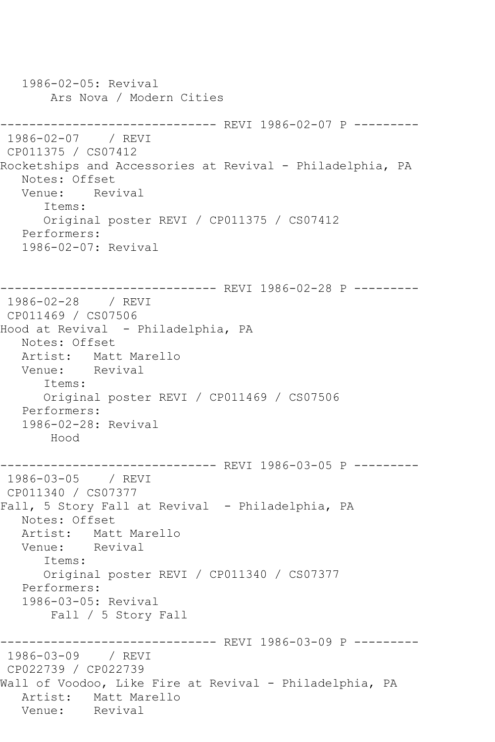```
   1986-02-05: Revival
       Ars Nova / Modern Cities

------------------------------ REVI 1986-02-07 P ---------
 1986-02-07    / REVI
 CP011375 / CS07412
Rocketships and Accessories at Revival - Philadelphia, PA
   Notes: Offset
   Venue:    Revival
      Items:
      Original poster REVI / CP011375 / CS07412
   Performers:
   1986-02-07: Revival


------------------------------ REVI 1986-02-28 P ---------
 1986-02-28    / REVI
 CP011469 / CS07506
Hood at Revival  - Philadelphia, PA
   Notes: Offset
   Artist:   Matt Marello
   Venue:    Revival
      Items:
      Original poster REVI / CP011469 / CS07506
   Performers:
   1986-02-28: Revival
       Hood

------------------------------ REVI 1986-03-05 P ---------
 1986-03-05    / REVI
 CP011340 / CS07377
Fall, 5 Story Fall at Revival  - Philadelphia, PA
   Notes: Offset
   Artist:   Matt Marello
   Venue:    Revival
      Items:
      Original poster REVI / CP011340 / CS07377
   Performers:
   1986-03-05: Revival
       Fall / 5 Story Fall

------------------------------ REVI 1986-03-09 P ---------
 1986-03-09    / REVI
 CP022739 / CP022739
Wall of Voodoo, Like Fire at Revival - Philadelphia, PA
   Artist:   Matt Marello
   Venue:    Revival
```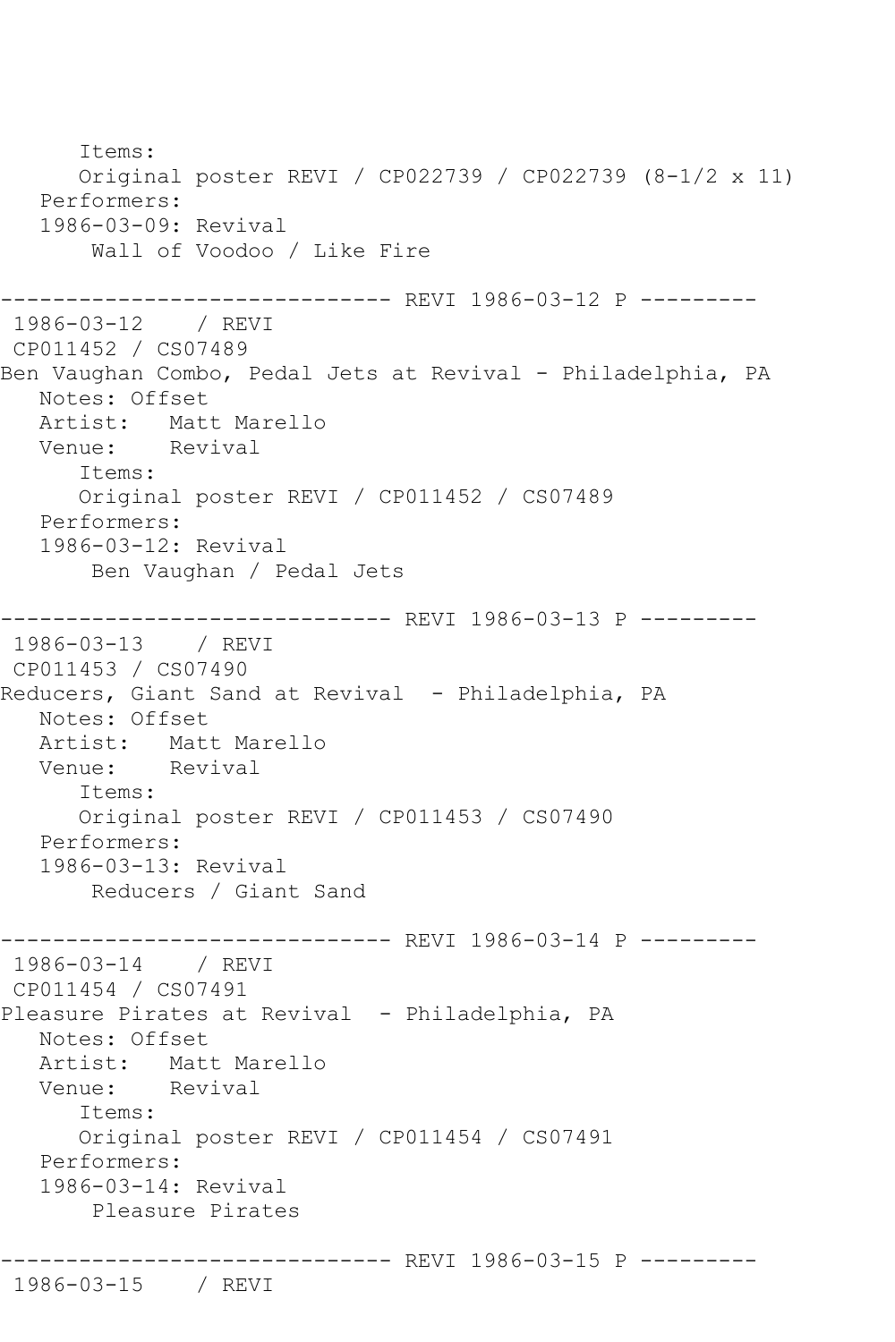```
      Items:
      Original poster REVI / CP022739 / CP022739 (8-1/2 x 11)
   Performers:
   1986-03-09: Revival
       Wall of Voodoo / Like Fire

------------------------------ REVI 1986-03-12 P ---------
 1986-03-12    / REVI
 CP011452 / CS07489
Ben Vaughan Combo, Pedal Jets at Revival - Philadelphia, PA
   Notes: Offset
   Artist:   Matt Marello
   Venue:    Revival
      Items:
      Original poster REVI / CP011452 / CS07489
   Performers:
   1986-03-12: Revival
       Ben Vaughan / Pedal Jets

------------------------------ REVI 1986-03-13 P ---------
 1986-03-13    / REVI
 CP011453 / CS07490
Reducers, Giant Sand at Revival  - Philadelphia, PA
   Notes: Offset
   Artist:   Matt Marello
   Venue:    Revival
      Items:
      Original poster REVI / CP011453 / CS07490
   Performers:
   1986-03-13: Revival
       Reducers / Giant Sand

------------------------------ REVI 1986-03-14 P ---------
 1986-03-14    / REVI
 CP011454 / CS07491
Pleasure Pirates at Revival  - Philadelphia, PA
   Notes: Offset
   Artist:   Matt Marello
   Venue:    Revival
      Items:
      Original poster REVI / CP011454 / CS07491
   Performers:
   1986-03-14: Revival
       Pleasure Pirates

------------------------------ REVI 1986-03-15 P ---------
 1986-03-15    / REVI
```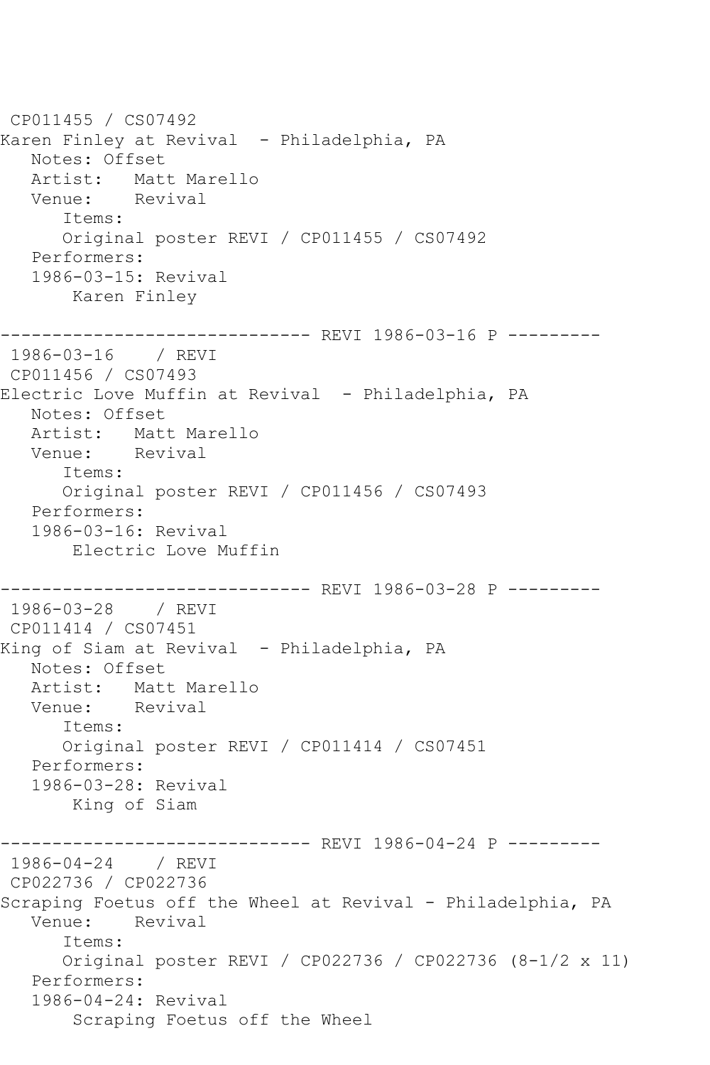CP011455 / CS07492
Karen Finley at Revival - Philadelphia, PA
   Notes: Offset
   Artist: Matt Marello
   Venue: Revival
      Items:
      Original poster REVI / CP011455 / CS07492
   Performers:
   1986-03-15: Revival
       Karen Finley

------------------------------ REVI 1986-03-16 P ---------
1986-03-16 / REVI
CP011456 / CS07493
Electric Love Muffin at Revival - Philadelphia, PA
   Notes: Offset
   Artist: Matt Marello
   Venue: Revival
      Items:
      Original poster REVI / CP011456 / CS07493
   Performers:
   1986-03-16: Revival
       Electric Love Muffin

------------------------------ REVI 1986-03-28 P ---------
1986-03-28 / REVI
CP011414 / CS07451
King of Siam at Revival - Philadelphia, PA
   Notes: Offset
   Artist: Matt Marello
   Venue: Revival
      Items:
      Original poster REVI / CP011414 / CS07451
   Performers:
   1986-03-28: Revival
       King of Siam

------------------------------ REVI 1986-04-24 P ---------
1986-04-24 / REVI
CP022736 / CP022736
Scraping Foetus off the Wheel at Revival - Philadelphia, PA
   Venue: Revival
      Items:
      Original poster REVI / CP022736 / CP022736 (8-1/2 x 11)
   Performers:
   1986-04-24: Revival
       Scraping Foetus off the Wheel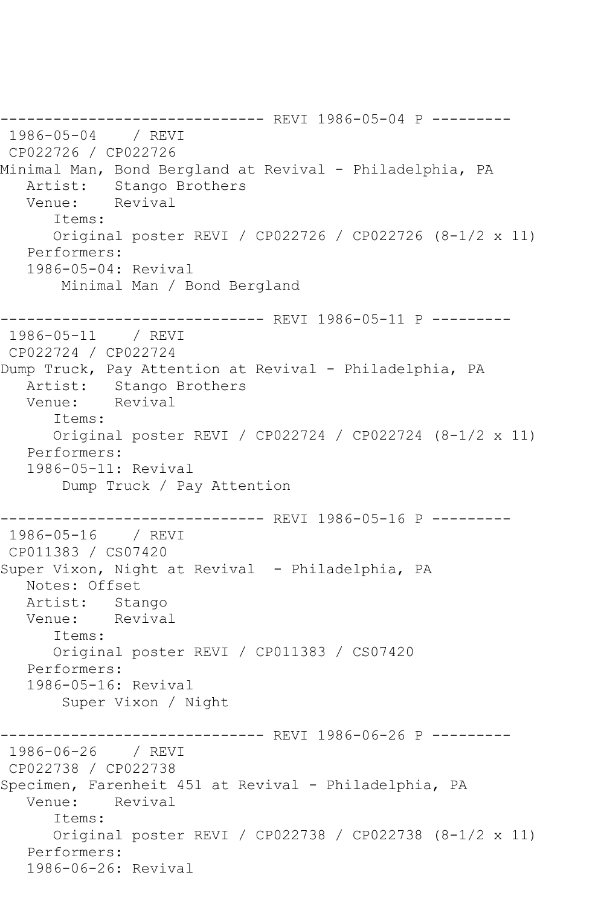------------------------------ REVI 1986-05-04 P ---------
1986-05-04 / REVI
CP022726 / CP022726
Minimal Man, Bond Bergland at Revival - Philadelphia, PA
Artist: Stango Brothers
Venue: Revival
Items:
Original poster REVI / CP022726 / CP022726 (8-1/2 x 11)
Performers:
1986-05-04: Revival
Minimal Man / Bond Bergland

------------------------------ REVI 1986-05-11 P ---------
1986-05-11 / REVI
CP022724 / CP022724
Dump Truck, Pay Attention at Revival - Philadelphia, PA
Artist: Stango Brothers
Venue: Revival
Items:
Original poster REVI / CP022724 / CP022724 (8-1/2 x 11)
Performers:
1986-05-11: Revival
Dump Truck / Pay Attention

------------------------------ REVI 1986-05-16 P ---------
1986-05-16 / REVI
CP011383 / CS07420
Super Vixon, Night at Revival - Philadelphia, PA
Notes: Offset
Artist: Stango
Venue: Revival
Items:
Original poster REVI / CP011383 / CS07420
Performers:
1986-05-16: Revival
Super Vixon / Night

------------------------------ REVI 1986-06-26 P ---------
1986-06-26 / REVI
CP022738 / CP022738
Specimen, Farenheit 451 at Revival - Philadelphia, PA
Venue: Revival
Items:
Original poster REVI / CP022738 / CP022738 (8-1/2 x 11)
Performers:
1986-06-26: Revival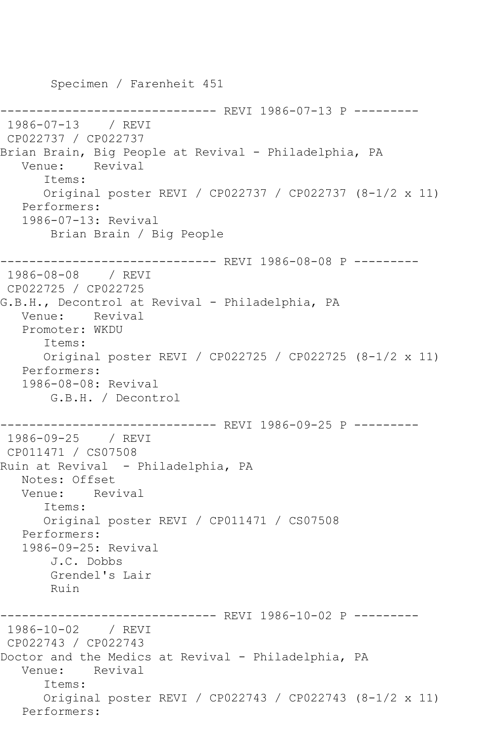```
       Specimen / Farenheit 451

------------------------------ REVI 1986-07-13 P ---------
 1986-07-13    / REVI
 CP022737 / CP022737
Brian Brain, Big People at Revival - Philadelphia, PA
   Venue:    Revival
      Items:
      Original poster REVI / CP022737 / CP022737 (8-1/2 x 11)
   Performers:
   1986-07-13: Revival
       Brian Brain / Big People

------------------------------ REVI 1986-08-08 P ---------
 1986-08-08    / REVI
 CP022725 / CP022725
G.B.H., Decontrol at Revival - Philadelphia, PA
   Venue:    Revival
   Promoter: WKDU
      Items:
      Original poster REVI / CP022725 / CP022725 (8-1/2 x 11)
   Performers:
   1986-08-08: Revival
       G.B.H. / Decontrol

------------------------------ REVI 1986-09-25 P ---------
 1986-09-25    / REVI
 CP011471 / CS07508
Ruin at Revival  - Philadelphia, PA
   Notes: Offset
   Venue:    Revival
      Items:
      Original poster REVI / CP011471 / CS07508
   Performers:
   1986-09-25: Revival
       J.C. Dobbs
       Grendel's Lair
       Ruin

------------------------------ REVI 1986-10-02 P ---------
 1986-10-02    / REVI
 CP022743 / CP022743
Doctor and the Medics at Revival - Philadelphia, PA
   Venue:    Revival
      Items:
      Original poster REVI / CP022743 / CP022743 (8-1/2 x 11)
   Performers:
```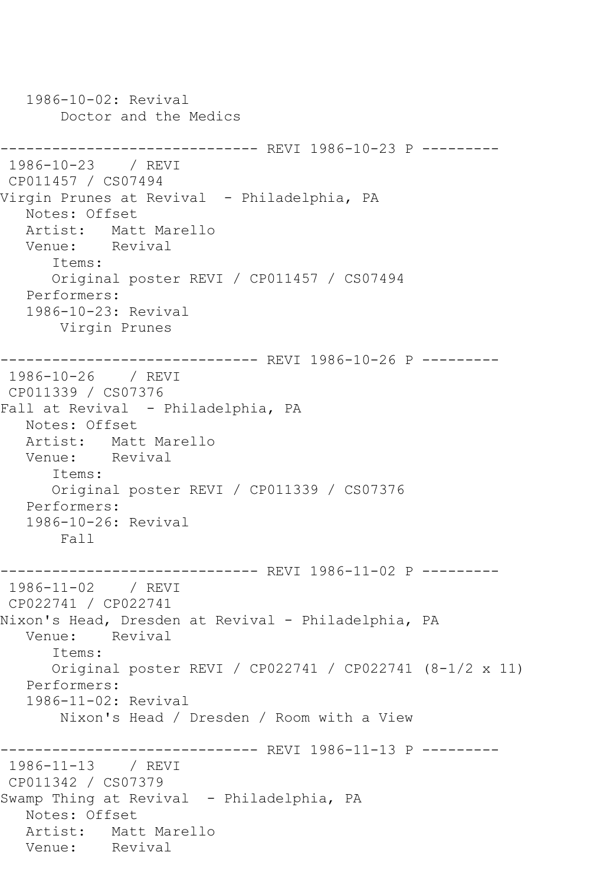1986-10-02: Revival
       Doctor and the Medics

------------------------------ REVI 1986-10-23 P ---------
1986-10-23    / REVI
CP011457 / CS07494
Virgin Prunes at Revival  - Philadelphia, PA
   Notes: Offset
   Artist:   Matt Marello
   Venue:    Revival
      Items:
      Original poster REVI / CP011457 / CS07494
   Performers:
   1986-10-23: Revival
       Virgin Prunes

------------------------------ REVI 1986-10-26 P ---------
1986-10-26    / REVI
CP011339 / CS07376
Fall at Revival  - Philadelphia, PA
   Notes: Offset
   Artist:   Matt Marello
   Venue:    Revival
      Items:
      Original poster REVI / CP011339 / CS07376
   Performers:
   1986-10-26: Revival
       Fall

------------------------------ REVI 1986-11-02 P ---------
1986-11-02    / REVI
CP022741 / CP022741
Nixon's Head, Dresden at Revival - Philadelphia, PA
   Venue:    Revival
      Items:
      Original poster REVI / CP022741 / CP022741 (8-1/2 x 11)
   Performers:
   1986-11-02: Revival
       Nixon's Head / Dresden / Room with a View

------------------------------ REVI 1986-11-13 P ---------
1986-11-13    / REVI
CP011342 / CS07379
Swamp Thing at Revival  - Philadelphia, PA
   Notes: Offset
   Artist:   Matt Marello
   Venue:    Revival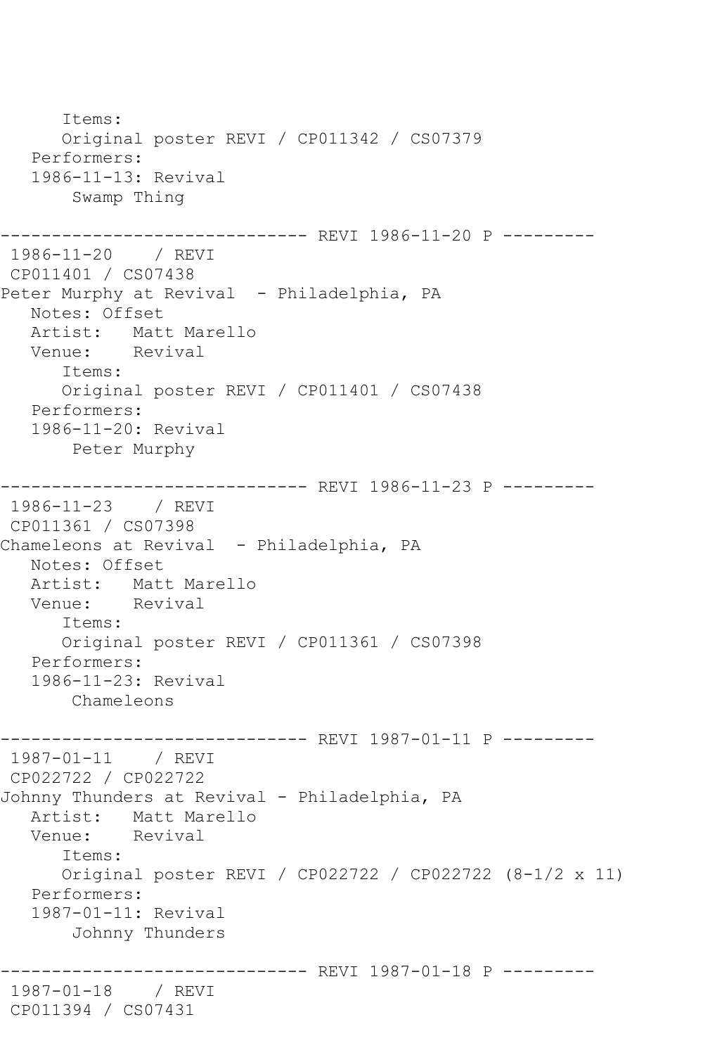```
      Items:
      Original poster REVI / CP011342 / CS07379
   Performers:
   1986-11-13: Revival
       Swamp Thing

------------------------------ REVI 1986-11-20 P ---------
 1986-11-20    / REVI
 CP011401 / CS07438
Peter Murphy at Revival  - Philadelphia, PA
   Notes: Offset
   Artist:   Matt Marello
   Venue:    Revival
      Items:
      Original poster REVI / CP011401 / CS07438
   Performers:
   1986-11-20: Revival
       Peter Murphy

------------------------------ REVI 1986-11-23 P ---------
 1986-11-23    / REVI
 CP011361 / CS07398
Chameleons at Revival  - Philadelphia, PA
   Notes: Offset
   Artist:   Matt Marello
   Venue:    Revival
      Items:
      Original poster REVI / CP011361 / CS07398
   Performers:
   1986-11-23: Revival
       Chameleons

------------------------------ REVI 1987-01-11 P ---------
 1987-01-11    / REVI
 CP022722 / CP022722
Johnny Thunders at Revival - Philadelphia, PA
   Artist:   Matt Marello
   Venue:    Revival
      Items:
      Original poster REVI / CP022722 / CP022722 (8-1/2 x 11)
   Performers:
   1987-01-11: Revival
       Johnny Thunders

------------------------------ REVI 1987-01-18 P ---------
 1987-01-18    / REVI
 CP011394 / CS07431
```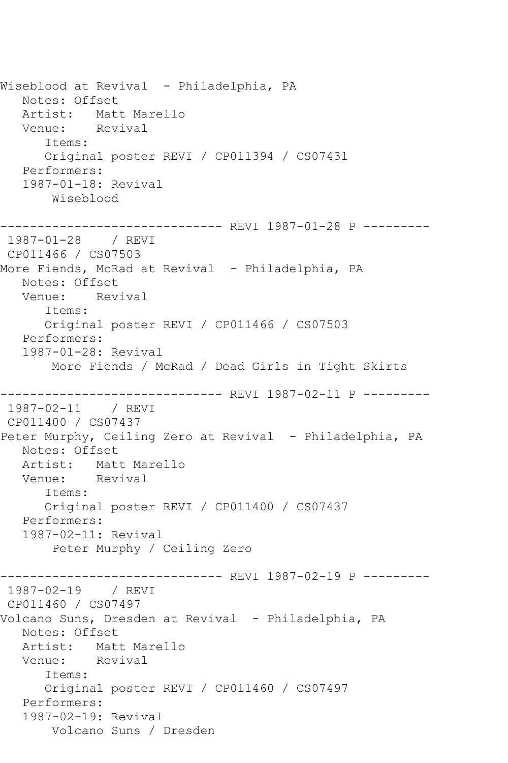```
Wiseblood at Revival  - Philadelphia, PA
   Notes: Offset
   Artist:   Matt Marello
   Venue:    Revival
      Items:
      Original poster REVI / CP011394 / CS07431
   Performers:
   1987-01-18: Revival
       Wiseblood

------------------------------ REVI 1987-01-28 P ---------
 1987-01-28    / REVI
 CP011466 / CS07503
More Fiends, McRad at Revival  - Philadelphia, PA
   Notes: Offset
   Venue:    Revival
      Items:
      Original poster REVI / CP011466 / CS07503
   Performers:
   1987-01-28: Revival
       More Fiends / McRad / Dead Girls in Tight Skirts

------------------------------ REVI 1987-02-11 P ---------
 1987-02-11    / REVI
 CP011400 / CS07437
Peter Murphy, Ceiling Zero at Revival  - Philadelphia, PA
   Notes: Offset
   Artist:   Matt Marello
   Venue:    Revival
      Items:
      Original poster REVI / CP011400 / CS07437
   Performers:
   1987-02-11: Revival
       Peter Murphy / Ceiling Zero

------------------------------ REVI 1987-02-19 P ---------
 1987-02-19    / REVI
 CP011460 / CS07497
Volcano Suns, Dresden at Revival  - Philadelphia, PA
   Notes: Offset
   Artist:   Matt Marello
   Venue:    Revival
      Items:
      Original poster REVI / CP011460 / CS07497
   Performers:
   1987-02-19: Revival
       Volcano Suns / Dresden
```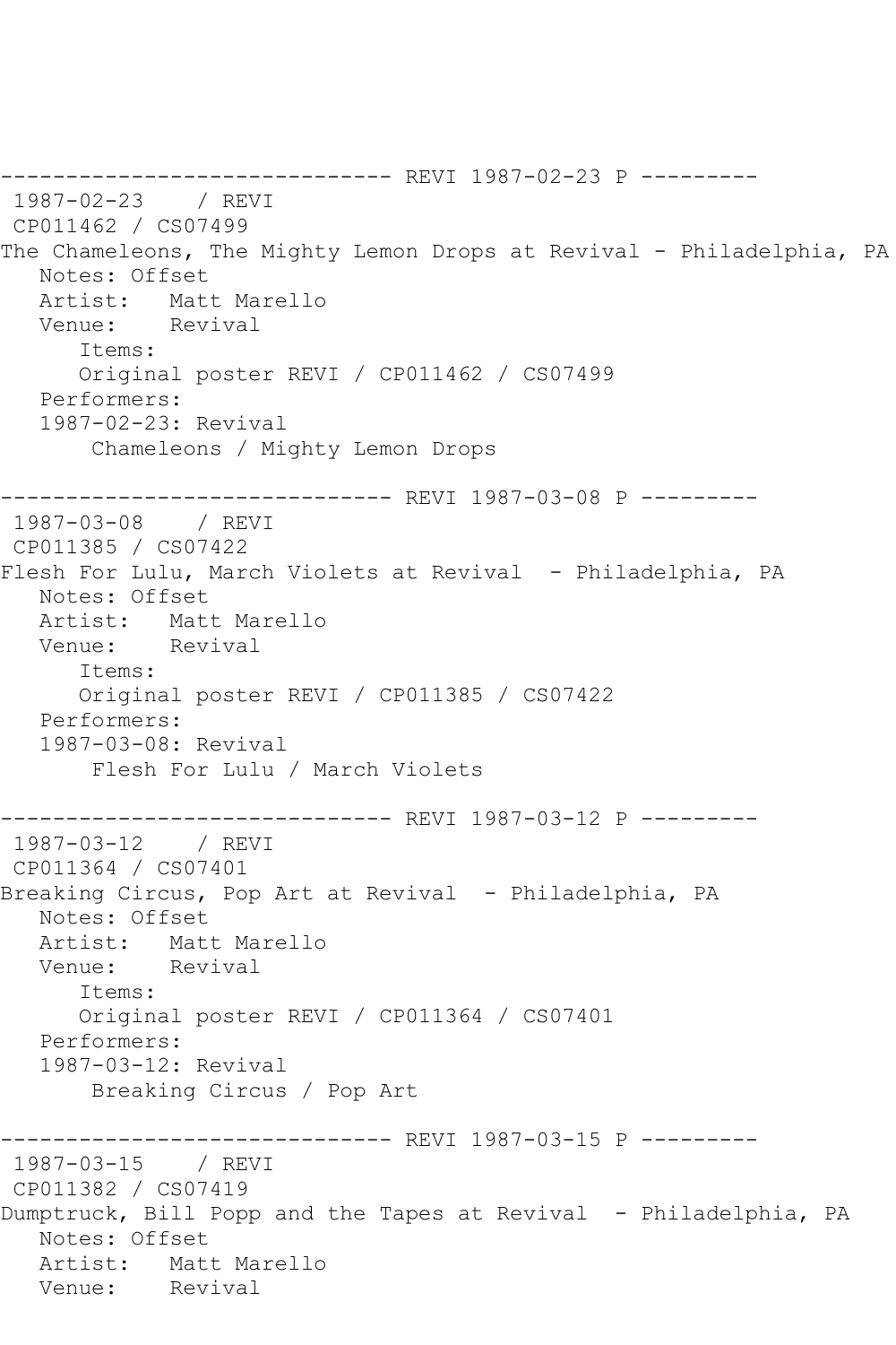```
------------------------------ REVI 1987-02-23 P ---------
 1987-02-23    / REVI
 CP011462 / CS07499
The Chameleons, The Mighty Lemon Drops at Revival - Philadelphia, PA
   Notes: Offset
   Artist:   Matt Marello
   Venue:    Revival
      Items:
      Original poster REVI / CP011462 / CS07499
   Performers:
   1987-02-23: Revival
       Chameleons / Mighty Lemon Drops

------------------------------ REVI 1987-03-08 P ---------
 1987-03-08    / REVI
 CP011385 / CS07422
Flesh For Lulu, March Violets at Revival  - Philadelphia, PA
   Notes: Offset
   Artist:   Matt Marello
   Venue:    Revival
      Items:
      Original poster REVI / CP011385 / CS07422
   Performers:
   1987-03-08: Revival
       Flesh For Lulu / March Violets

------------------------------ REVI 1987-03-12 P ---------
 1987-03-12    / REVI
 CP011364 / CS07401
Breaking Circus, Pop Art at Revival  - Philadelphia, PA
   Notes: Offset
   Artist:   Matt Marello
   Venue:    Revival
      Items:
      Original poster REVI / CP011364 / CS07401
   Performers:
   1987-03-12: Revival
       Breaking Circus / Pop Art

------------------------------ REVI 1987-03-15 P ---------
 1987-03-15    / REVI
 CP011382 / CS07419
Dumptruck, Bill Popp and the Tapes at Revival  - Philadelphia, PA
   Notes: Offset
   Artist:   Matt Marello
   Venue:    Revival
```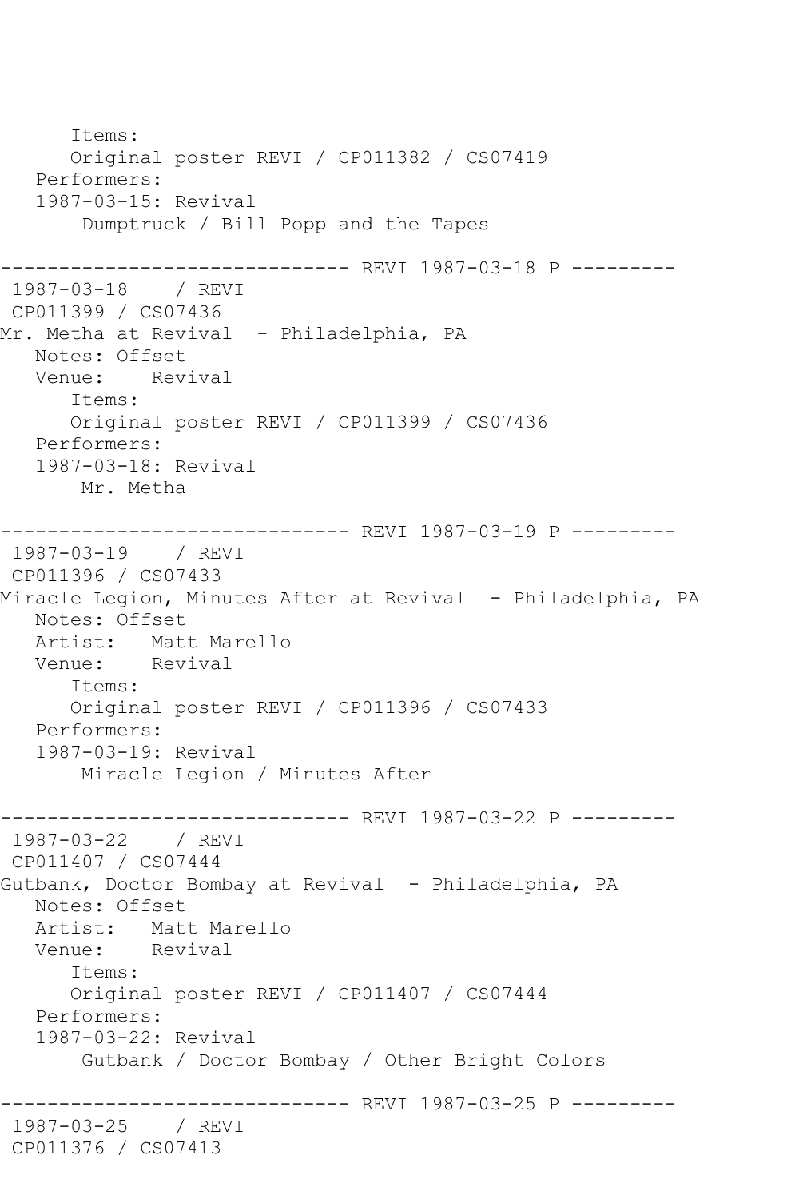```
      Items:
      Original poster REVI / CP011382 / CS07419
   Performers:
   1987-03-15: Revival
       Dumptruck / Bill Popp and the Tapes

------------------------------ REVI 1987-03-18 P ---------
 1987-03-18    / REVI
 CP011399 / CS07436
Mr. Metha at Revival  - Philadelphia, PA
   Notes: Offset
   Venue:    Revival
      Items:
      Original poster REVI / CP011399 / CS07436
   Performers:
   1987-03-18: Revival
       Mr. Metha

------------------------------ REVI 1987-03-19 P ---------
 1987-03-19    / REVI
 CP011396 / CS07433
Miracle Legion, Minutes After at Revival  - Philadelphia, PA
   Notes: Offset
   Artist:   Matt Marello
   Venue:    Revival
      Items:
      Original poster REVI / CP011396 / CS07433
   Performers:
   1987-03-19: Revival
       Miracle Legion / Minutes After

------------------------------ REVI 1987-03-22 P ---------
 1987-03-22    / REVI
 CP011407 / CS07444
Gutbank, Doctor Bombay at Revival  - Philadelphia, PA
   Notes: Offset
   Artist:   Matt Marello
   Venue:    Revival
      Items:
      Original poster REVI / CP011407 / CS07444
   Performers:
   1987-03-22: Revival
       Gutbank / Doctor Bombay / Other Bright Colors

------------------------------ REVI 1987-03-25 P ---------
 1987-03-25    / REVI
 CP011376 / CS07413
```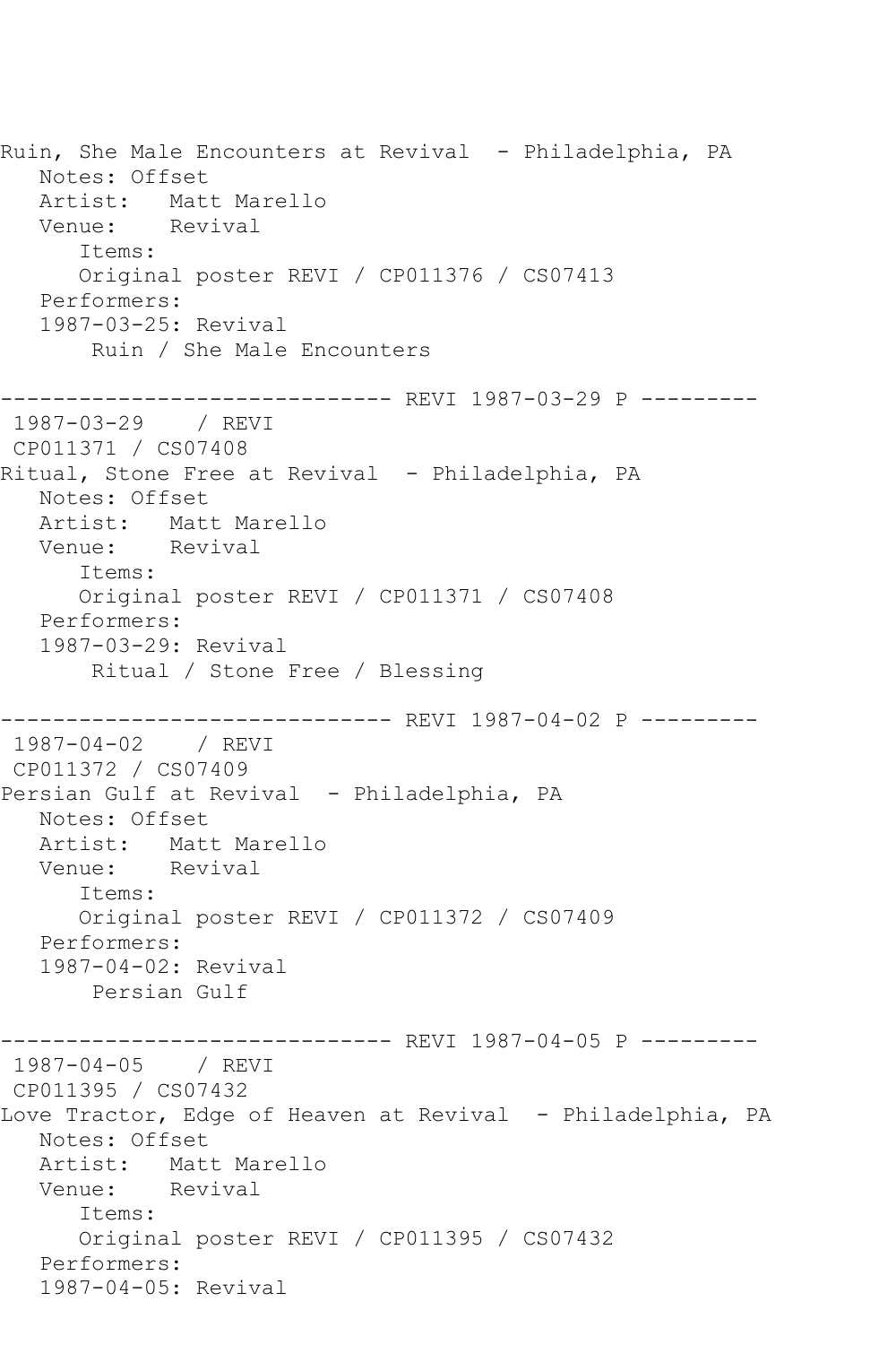Ruin, She Male Encounters at Revival  - Philadelphia, PA
   Notes: Offset
   Artist:   Matt Marello
   Venue:    Revival
      Items:
      Original poster REVI / CP011376 / CS07413
   Performers:
   1987-03-25: Revival
       Ruin / She Male Encounters

------------------------------ REVI 1987-03-29 P ---------
 1987-03-29    / REVI
 CP011371 / CS07408
Ritual, Stone Free at Revival  - Philadelphia, PA
   Notes: Offset
   Artist:   Matt Marello
   Venue:    Revival
      Items:
      Original poster REVI / CP011371 / CS07408
   Performers:
   1987-03-29: Revival
       Ritual / Stone Free / Blessing

------------------------------ REVI 1987-04-02 P ---------
 1987-04-02    / REVI
 CP011372 / CS07409
Persian Gulf at Revival  - Philadelphia, PA
   Notes: Offset
   Artist:   Matt Marello
   Venue:    Revival
      Items:
      Original poster REVI / CP011372 / CS07409
   Performers:
   1987-04-02: Revival
       Persian Gulf

------------------------------ REVI 1987-04-05 P ---------
 1987-04-05    / REVI
 CP011395 / CS07432
Love Tractor, Edge of Heaven at Revival  - Philadelphia, PA
   Notes: Offset
   Artist:   Matt Marello
   Venue:    Revival
      Items:
      Original poster REVI / CP011395 / CS07432
   Performers:
   1987-04-05: Revival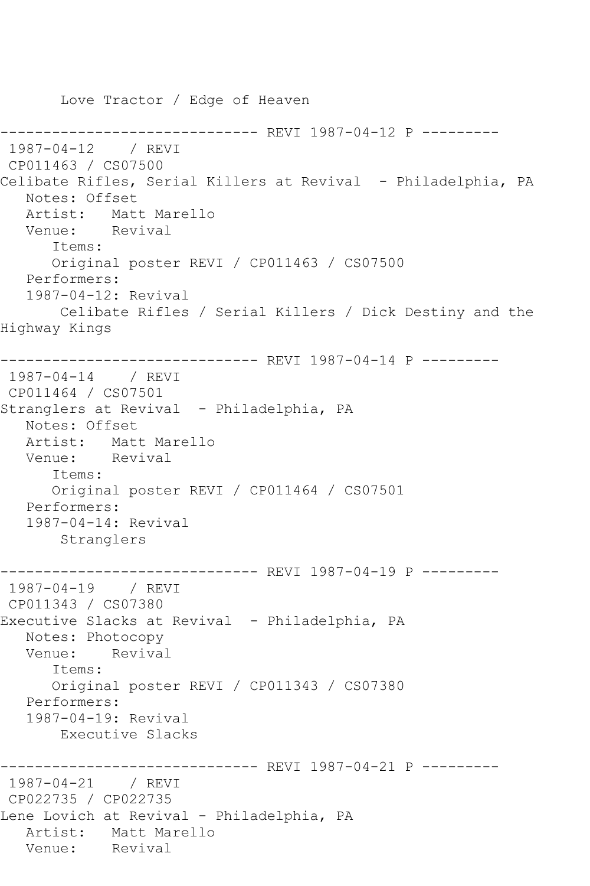Love Tractor / Edge of Heaven

------------------------------ REVI 1987-04-12 P ---------
1987-04-12 / REVI
CP011463 / CS07500
Celibate Rifles, Serial Killers at Revival - Philadelphia, PA
Notes: Offset
Artist: Matt Marello
Venue: Revival
Items:
Original poster REVI / CP011463 / CS07500
Performers:
1987-04-12: Revival
Celibate Rifles / Serial Killers / Dick Destiny and the Highway Kings

------------------------------ REVI 1987-04-14 P ---------
1987-04-14 / REVI
CP011464 / CS07501
Stranglers at Revival - Philadelphia, PA
Notes: Offset
Artist: Matt Marello
Venue: Revival
Items:
Original poster REVI / CP011464 / CS07501
Performers:
1987-04-14: Revival
Stranglers

------------------------------ REVI 1987-04-19 P ---------
1987-04-19 / REVI
CP011343 / CS07380
Executive Slacks at Revival - Philadelphia, PA
Notes: Photocopy
Venue: Revival
Items:
Original poster REVI / CP011343 / CS07380
Performers:
1987-04-19: Revival
Executive Slacks

------------------------------ REVI 1987-04-21 P ---------
1987-04-21 / REVI
CP022735 / CP022735
Lene Lovich at Revival - Philadelphia, PA
Artist: Matt Marello
Venue: Revival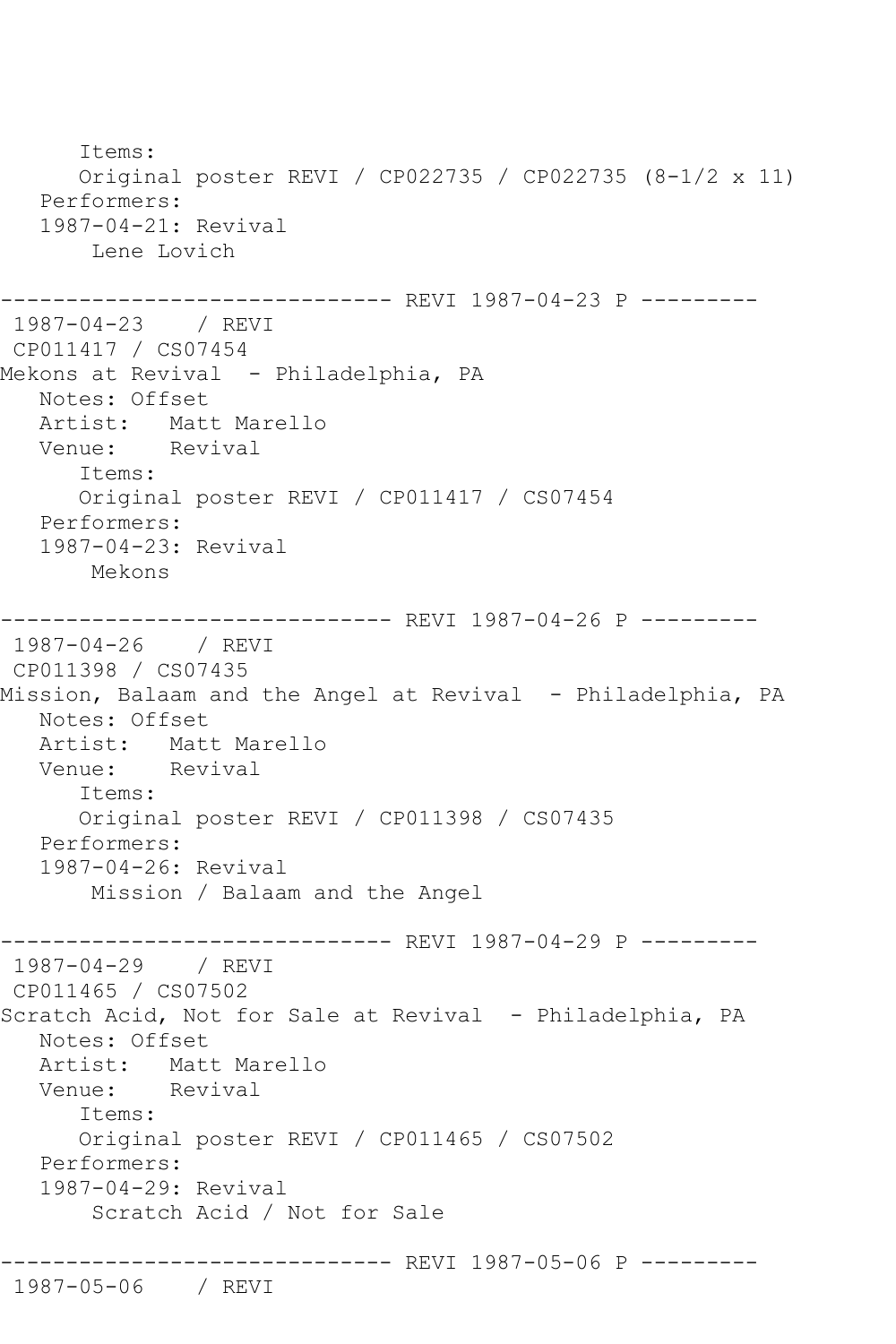```
      Items:
      Original poster REVI / CP022735 / CP022735 (8-1/2 x 11)
   Performers:
   1987-04-21: Revival
       Lene Lovich

------------------------------ REVI 1987-04-23 P ---------
 1987-04-23    / REVI
 CP011417 / CS07454
Mekons at Revival  - Philadelphia, PA
   Notes: Offset
   Artist:   Matt Marello
   Venue:    Revival
      Items:
      Original poster REVI / CP011417 / CS07454
   Performers:
   1987-04-23: Revival
       Mekons

------------------------------ REVI 1987-04-26 P ---------
 1987-04-26    / REVI
 CP011398 / CS07435
Mission, Balaam and the Angel at Revival  - Philadelphia, PA
   Notes: Offset
   Artist:   Matt Marello
   Venue:    Revival
      Items:
      Original poster REVI / CP011398 / CS07435
   Performers:
   1987-04-26: Revival
       Mission / Balaam and the Angel

------------------------------ REVI 1987-04-29 P ---------
 1987-04-29    / REVI
 CP011465 / CS07502
Scratch Acid, Not for Sale at Revival  - Philadelphia, PA
   Notes: Offset
   Artist:   Matt Marello
   Venue:    Revival
      Items:
      Original poster REVI / CP011465 / CS07502
   Performers:
   1987-04-29: Revival
       Scratch Acid / Not for Sale

------------------------------ REVI 1987-05-06 P ---------
 1987-05-06    / REVI
```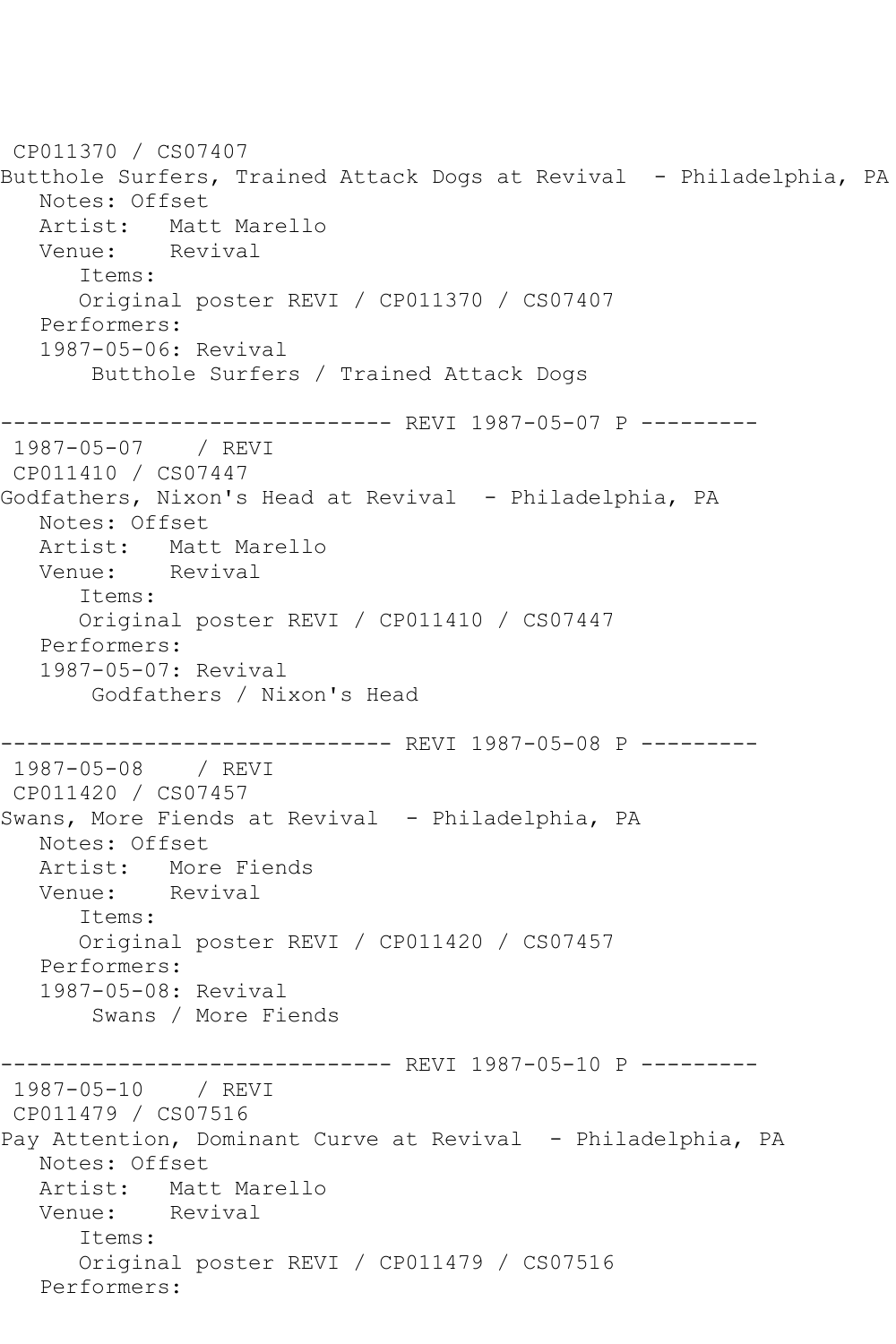CP011370 / CS07407
Butthole Surfers, Trained Attack Dogs at Revival - Philadelphia, PA
Notes: Offset
Artist: Matt Marello
Venue: Revival
Items:
Original poster REVI / CP011370 / CS07407
Performers:
1987-05-06: Revival
Butthole Surfers / Trained Attack Dogs

------------------------------ REVI 1987-05-07 P ---------
1987-05-07 / REVI
CP011410 / CS07447
Godfathers, Nixon's Head at Revival - Philadelphia, PA
Notes: Offset
Artist: Matt Marello
Venue: Revival
Items:
Original poster REVI / CP011410 / CS07447
Performers:
1987-05-07: Revival
Godfathers / Nixon's Head

------------------------------ REVI 1987-05-08 P ---------
1987-05-08 / REVI
CP011420 / CS07457
Swans, More Fiends at Revival - Philadelphia, PA
Notes: Offset
Artist: More Fiends
Venue: Revival
Items:
Original poster REVI / CP011420 / CS07457
Performers:
1987-05-08: Revival
Swans / More Fiends

------------------------------ REVI 1987-05-10 P ---------
1987-05-10 / REVI
CP011479 / CS07516
Pay Attention, Dominant Curve at Revival - Philadelphia, PA
Notes: Offset
Artist: Matt Marello
Venue: Revival
Items:
Original poster REVI / CP011479 / CS07516
Performers: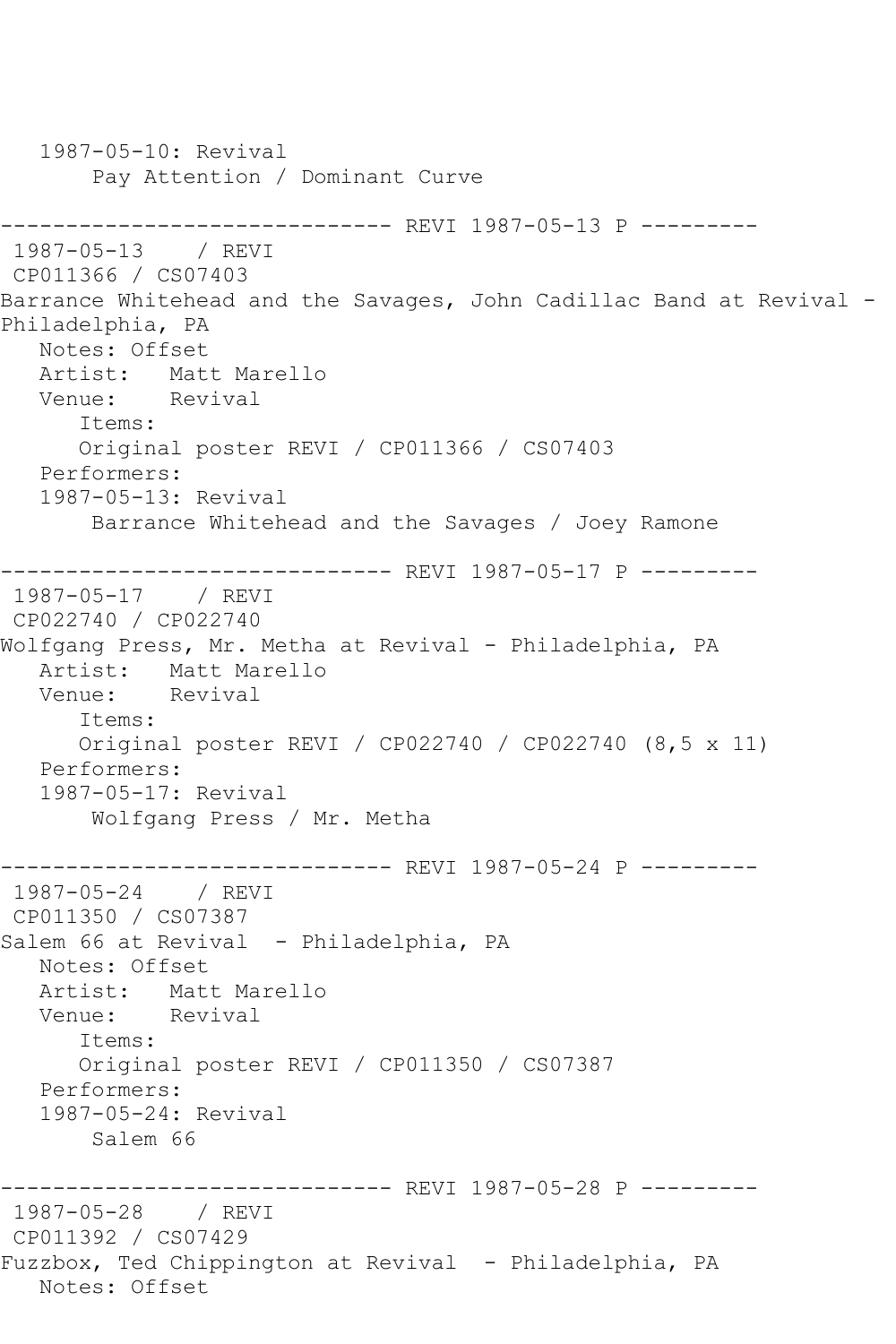1987-05-10: Revival
       Pay Attention / Dominant Curve

------------------------------ REVI 1987-05-13 P ---------
1987-05-13    / REVI
CP011366 / CS07403
Barrance Whitehead and the Savages, John Cadillac Band at Revival - Philadelphia, PA
   Notes: Offset
   Artist:   Matt Marello
   Venue:    Revival
      Items:
      Original poster REVI / CP011366 / CS07403
   Performers:
   1987-05-13: Revival
       Barrance Whitehead and the Savages / Joey Ramone

------------------------------ REVI 1987-05-17 P ---------
1987-05-17    / REVI
CP022740 / CP022740
Wolfgang Press, Mr. Metha at Revival - Philadelphia, PA
   Artist:   Matt Marello
   Venue:    Revival
      Items:
      Original poster REVI / CP022740 / CP022740 (8,5 x 11)
   Performers:
   1987-05-17: Revival
       Wolfgang Press / Mr. Metha

------------------------------ REVI 1987-05-24 P ---------
1987-05-24    / REVI
CP011350 / CS07387
Salem 66 at Revival  - Philadelphia, PA
   Notes: Offset
   Artist:   Matt Marello
   Venue:    Revival
      Items:
      Original poster REVI / CP011350 / CS07387
   Performers:
   1987-05-24: Revival
       Salem 66

------------------------------ REVI 1987-05-28 P ---------
1987-05-28    / REVI
CP011392 / CS07429
Fuzzbox, Ted Chippington at Revival  - Philadelphia, PA
   Notes: Offset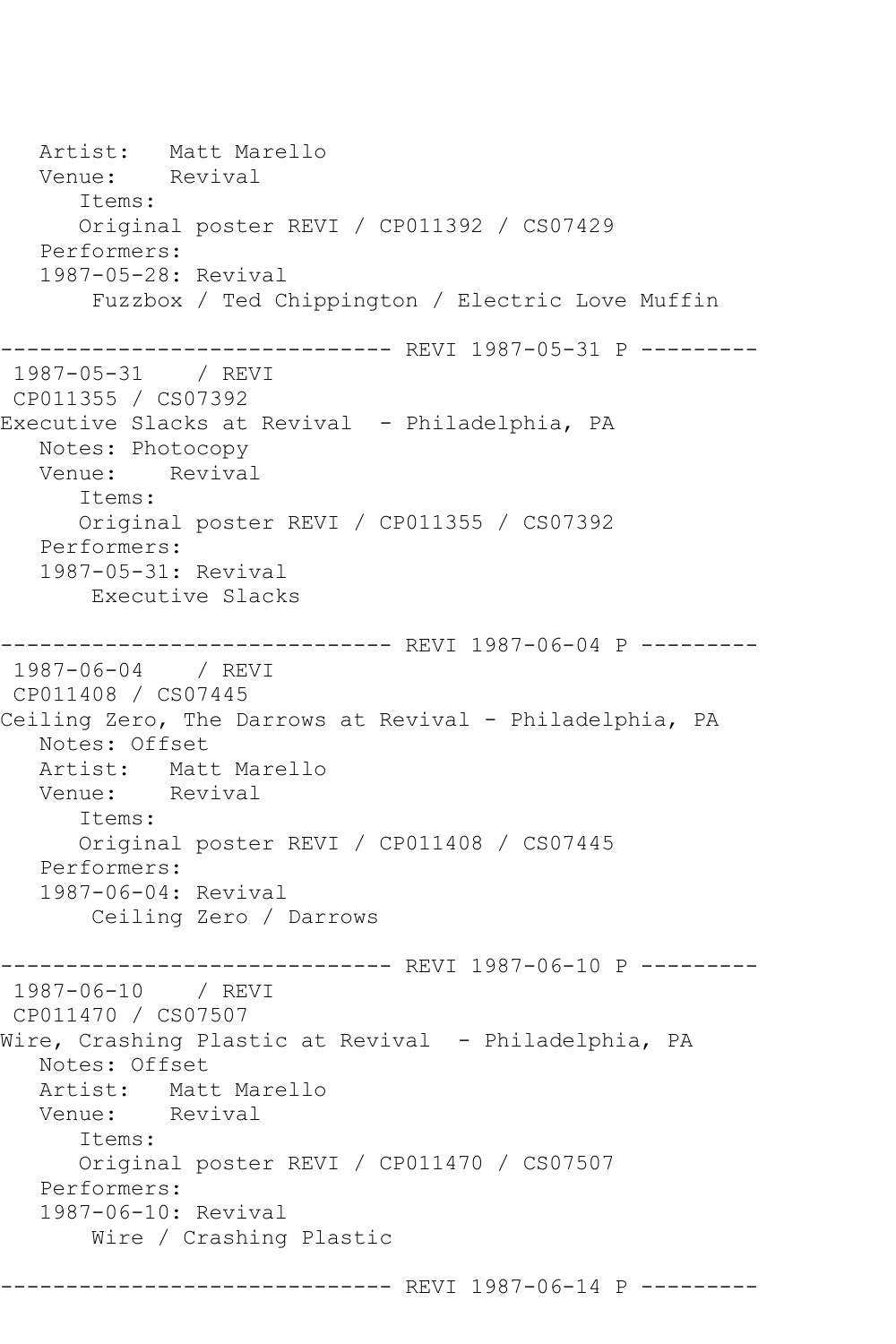```
   Artist:   Matt Marello
   Venue:    Revival
      Items:
      Original poster REVI / CP011392 / CS07429
   Performers:
   1987-05-28: Revival
       Fuzzbox / Ted Chippington / Electric Love Muffin

------------------------------ REVI 1987-05-31 P ---------
 1987-05-31    / REVI
 CP011355 / CS07392
Executive Slacks at Revival  - Philadelphia, PA
   Notes: Photocopy
   Venue:    Revival
      Items:
      Original poster REVI / CP011355 / CS07392
   Performers:
   1987-05-31: Revival
       Executive Slacks

------------------------------ REVI 1987-06-04 P ---------
 1987-06-04    / REVI
 CP011408 / CS07445
Ceiling Zero, The Darrows at Revival - Philadelphia, PA
   Notes: Offset
   Artist:   Matt Marello
   Venue:    Revival
      Items:
      Original poster REVI / CP011408 / CS07445
   Performers:
   1987-06-04: Revival
       Ceiling Zero / Darrows

------------------------------ REVI 1987-06-10 P ---------
 1987-06-10    / REVI
 CP011470 / CS07507
Wire, Crashing Plastic at Revival  - Philadelphia, PA
   Notes: Offset
   Artist:   Matt Marello
   Venue:    Revival
      Items:
      Original poster REVI / CP011470 / CS07507
   Performers:
   1987-06-10: Revival
       Wire / Crashing Plastic

------------------------------ REVI 1987-06-14 P ---------
```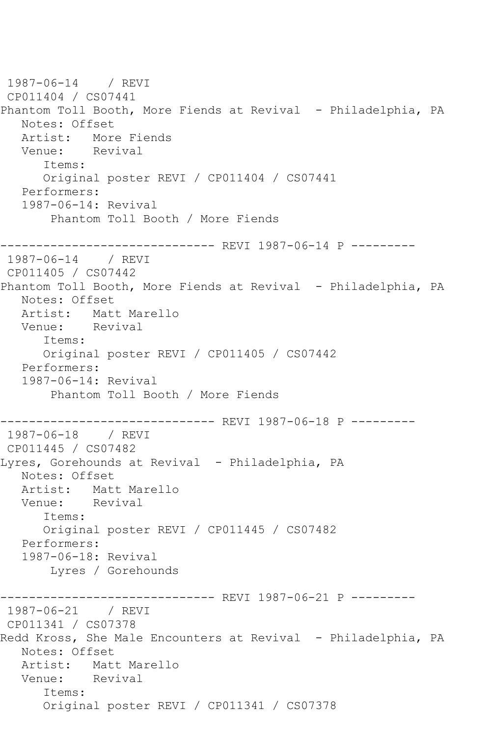1987-06-14 / REVI
CP011404 / CS07441
Phantom Toll Booth, More Fiends at Revival - Philadelphia, PA
   Notes: Offset
   Artist: More Fiends
   Venue: Revival
      Items:
      Original poster REVI / CP011404 / CS07441
   Performers:
   1987-06-14: Revival
       Phantom Toll Booth / More Fiends

------------------------------ REVI 1987-06-14 P ---------
1987-06-14 / REVI
CP011405 / CS07442
Phantom Toll Booth, More Fiends at Revival - Philadelphia, PA
   Notes: Offset
   Artist: Matt Marello
   Venue: Revival
      Items:
      Original poster REVI / CP011405 / CS07442
   Performers:
   1987-06-14: Revival
       Phantom Toll Booth / More Fiends

------------------------------ REVI 1987-06-18 P ---------
1987-06-18 / REVI
CP011445 / CS07482
Lyres, Gorehounds at Revival - Philadelphia, PA
   Notes: Offset
   Artist: Matt Marello
   Venue: Revival
      Items:
      Original poster REVI / CP011445 / CS07482
   Performers:
   1987-06-18: Revival
       Lyres / Gorehounds

------------------------------ REVI 1987-06-21 P ---------
1987-06-21 / REVI
CP011341 / CS07378
Redd Kross, She Male Encounters at Revival - Philadelphia, PA
   Notes: Offset
   Artist: Matt Marello
   Venue: Revival
      Items:
      Original poster REVI / CP011341 / CS07378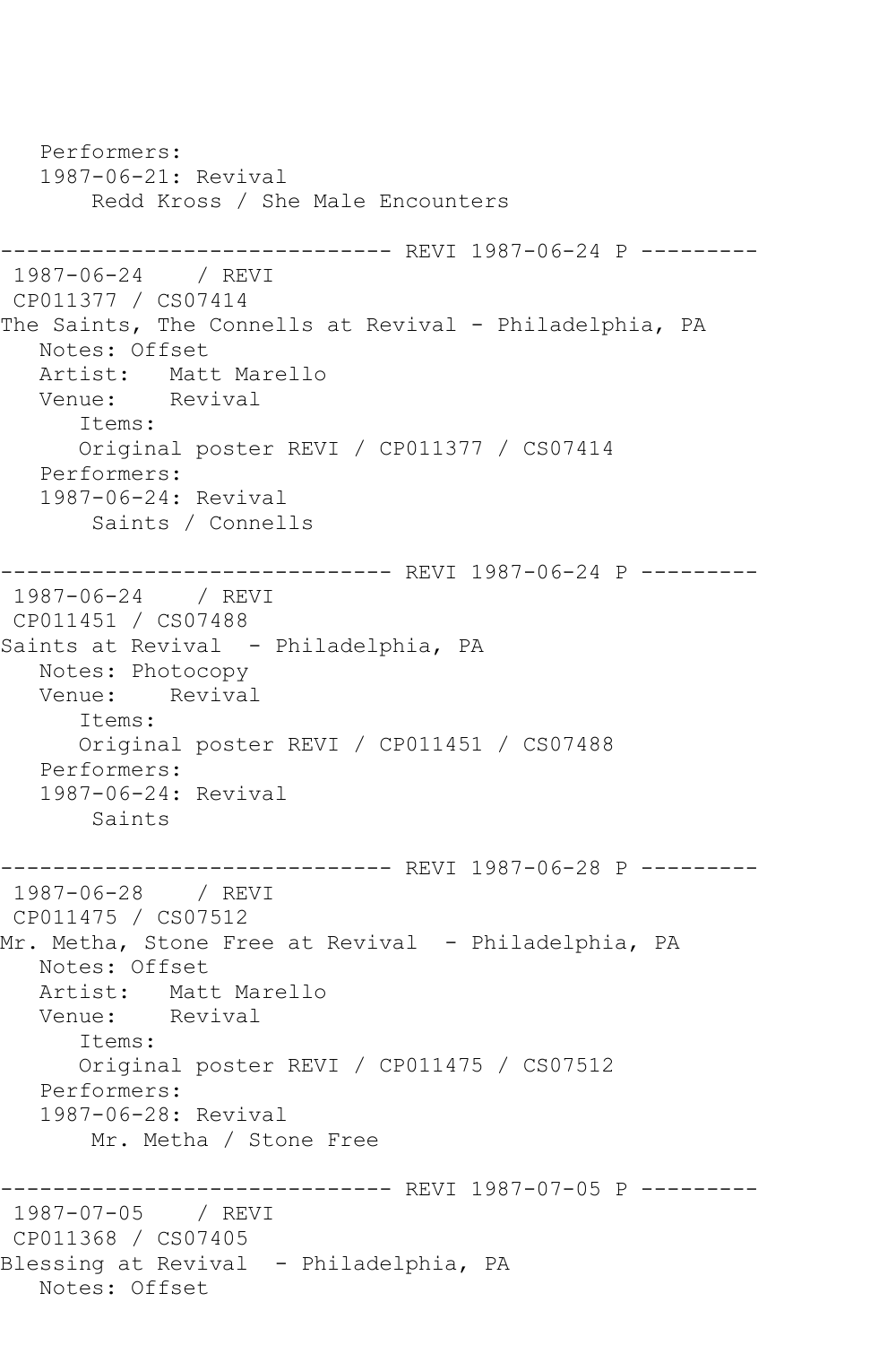```
   Performers:
   1987-06-21: Revival
        Redd Kross / She Male Encounters

------------------------------ REVI 1987-06-24 P ---------
 1987-06-24    / REVI
 CP011377 / CS07414
The Saints, The Connells at Revival - Philadelphia, PA
   Notes: Offset
   Artist:   Matt Marello
   Venue:    Revival
      Items:
      Original poster REVI / CP011377 / CS07414
   Performers:
   1987-06-24: Revival
        Saints / Connells

------------------------------ REVI 1987-06-24 P ---------
 1987-06-24    / REVI
 CP011451 / CS07488
Saints at Revival  - Philadelphia, PA
   Notes: Photocopy
   Venue:    Revival
      Items:
      Original poster REVI / CP011451 / CS07488
   Performers:
   1987-06-24: Revival
        Saints

------------------------------ REVI 1987-06-28 P ---------
 1987-06-28    / REVI
 CP011475 / CS07512
Mr. Metha, Stone Free at Revival  - Philadelphia, PA
   Notes: Offset
   Artist:   Matt Marello
   Venue:    Revival
      Items:
      Original poster REVI / CP011475 / CS07512
   Performers:
   1987-06-28: Revival
        Mr. Metha / Stone Free

------------------------------ REVI 1987-07-05 P ---------
 1987-07-05    / REVI
 CP011368 / CS07405
Blessing at Revival  - Philadelphia, PA
   Notes: Offset
```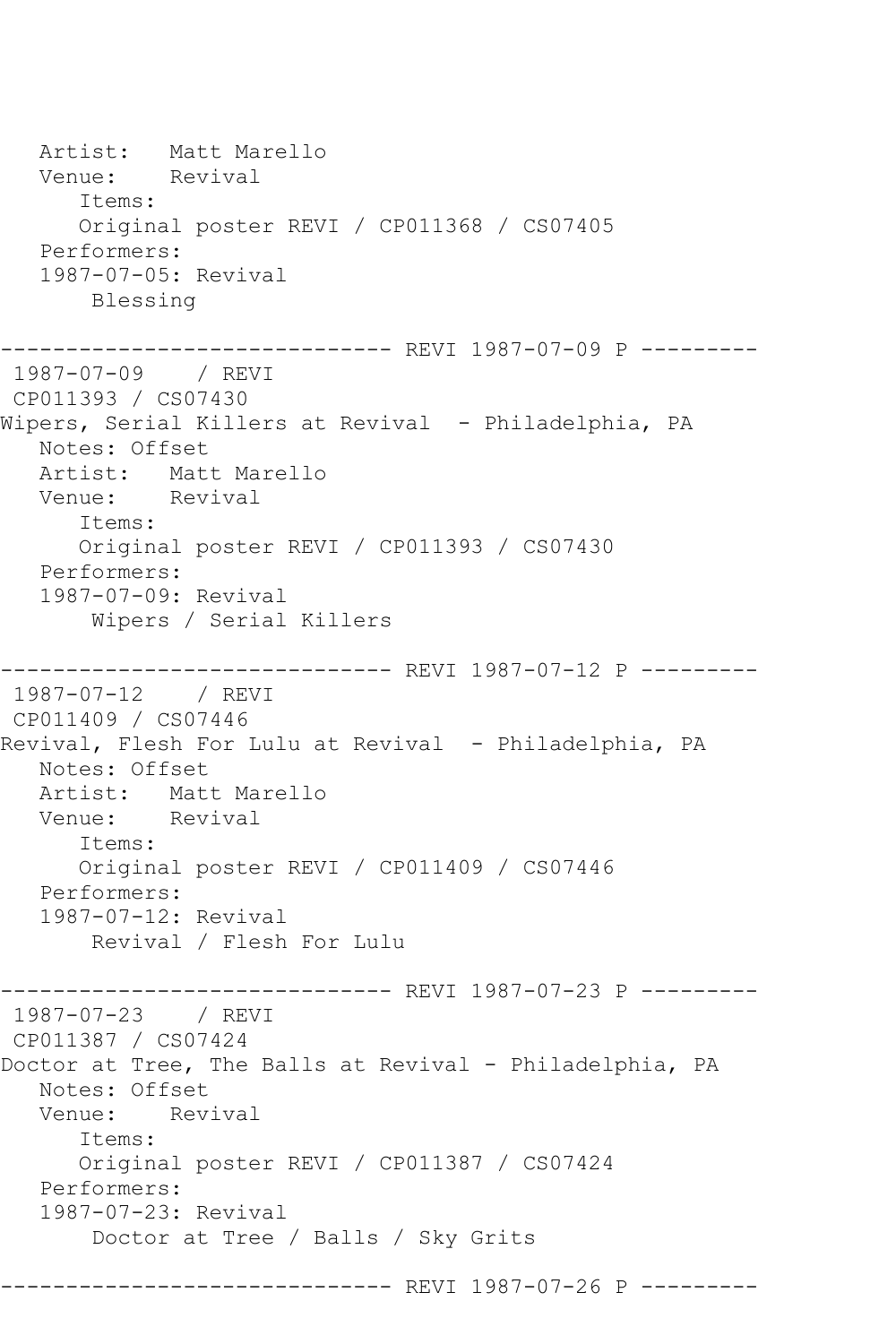```
   Artist:   Matt Marello
   Venue:    Revival
      Items:
      Original poster REVI / CP011368 / CS07405
   Performers:
   1987-07-05: Revival
       Blessing

------------------------------ REVI 1987-07-09 P ---------
 1987-07-09    / REVI
 CP011393 / CS07430
Wipers, Serial Killers at Revival  - Philadelphia, PA
   Notes: Offset
   Artist:   Matt Marello
   Venue:    Revival
      Items:
      Original poster REVI / CP011393 / CS07430
   Performers:
   1987-07-09: Revival
       Wipers / Serial Killers

------------------------------ REVI 1987-07-12 P ---------
 1987-07-12    / REVI
 CP011409 / CS07446
Revival, Flesh For Lulu at Revival  - Philadelphia, PA
   Notes: Offset
   Artist:   Matt Marello
   Venue:    Revival
      Items:
      Original poster REVI / CP011409 / CS07446
   Performers:
   1987-07-12: Revival
       Revival / Flesh For Lulu

------------------------------ REVI 1987-07-23 P ---------
 1987-07-23    / REVI
 CP011387 / CS07424
Doctor at Tree, The Balls at Revival - Philadelphia, PA
   Notes: Offset
   Venue:    Revival
      Items:
      Original poster REVI / CP011387 / CS07424
   Performers:
   1987-07-23: Revival
       Doctor at Tree / Balls / Sky Grits

------------------------------ REVI 1987-07-26 P ---------
```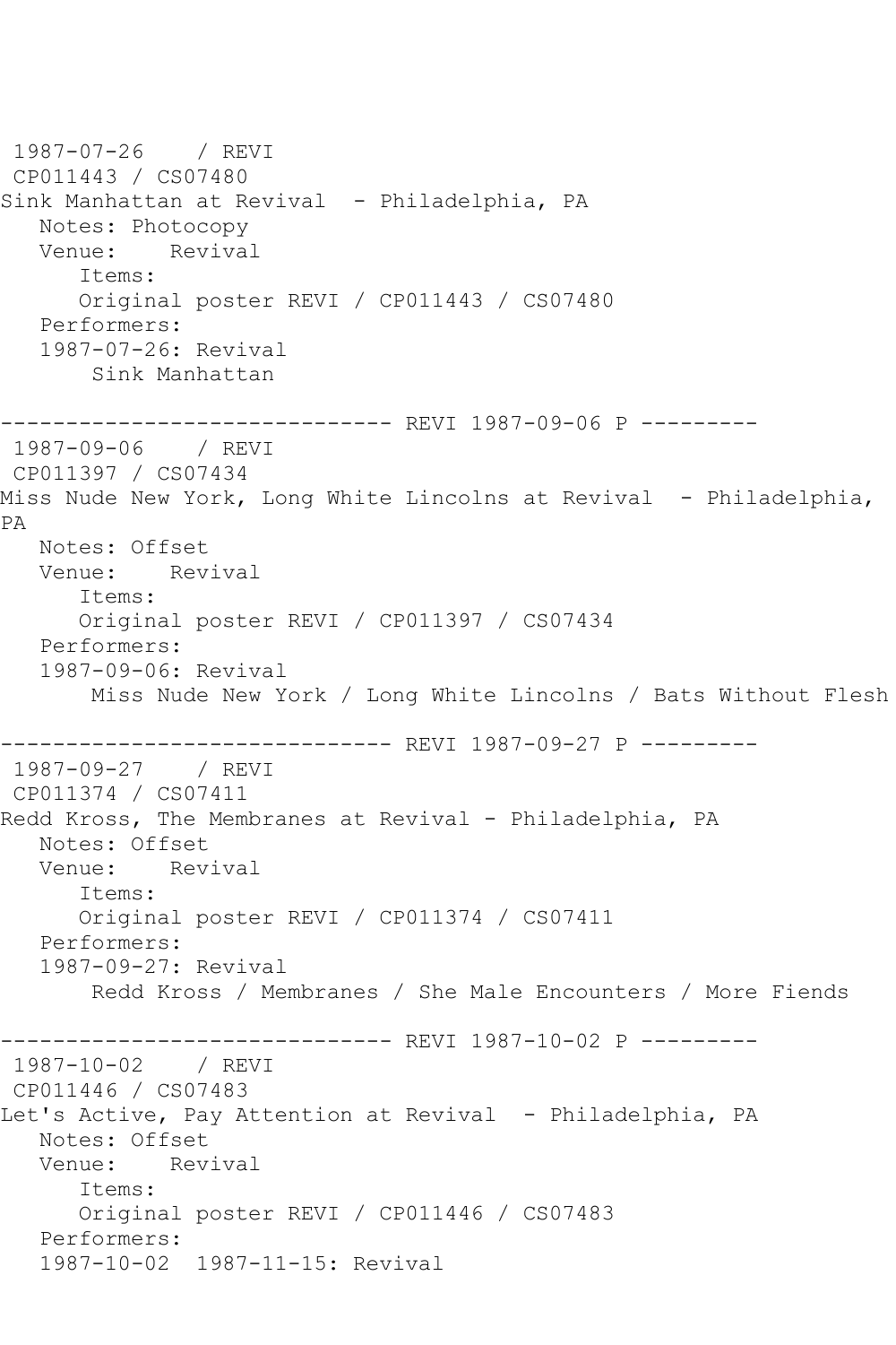```
 1987-07-26    / REVI
 CP011443 / CS07480
Sink Manhattan at Revival  - Philadelphia, PA
   Notes: Photocopy
   Venue:    Revival
      Items:
      Original poster REVI / CP011443 / CS07480
   Performers:
   1987-07-26: Revival
       Sink Manhattan

------------------------------ REVI 1987-09-06 P ---------
 1987-09-06    / REVI
 CP011397 / CS07434
Miss Nude New York, Long White Lincolns at Revival  - Philadelphia,
PA
   Notes: Offset
   Venue:    Revival
      Items:
      Original poster REVI / CP011397 / CS07434
   Performers:
   1987-09-06: Revival
       Miss Nude New York / Long White Lincolns / Bats Without Flesh

------------------------------ REVI 1987-09-27 P ---------
 1987-09-27    / REVI
 CP011374 / CS07411
Redd Kross, The Membranes at Revival - Philadelphia, PA
   Notes: Offset
   Venue:    Revival
      Items:
      Original poster REVI / CP011374 / CS07411
   Performers:
   1987-09-27: Revival
       Redd Kross / Membranes / She Male Encounters / More Fiends

------------------------------ REVI 1987-10-02 P ---------
 1987-10-02    / REVI
 CP011446 / CS07483
Let's Active, Pay Attention at Revival  - Philadelphia, PA
   Notes: Offset
   Venue:    Revival
      Items:
      Original poster REVI / CP011446 / CS07483
   Performers:
   1987-10-02  1987-11-15: Revival
```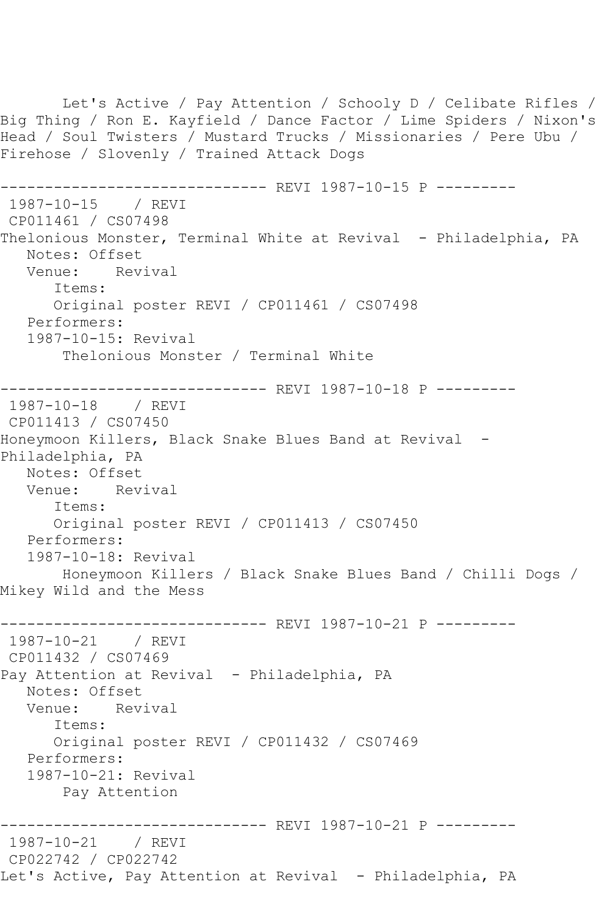Let's Active / Pay Attention / Schooly D / Celibate Rifles / Big Thing / Ron E. Kayfield / Dance Factor / Lime Spiders / Nixon's Head / Soul Twisters / Mustard Trucks / Missionaries / Pere Ubu / Firehose / Slovenly / Trained Attack Dogs

------------------------------ REVI 1987-10-15 P ---------

1987-10-15 / REVI
CP011461 / CS07498
Thelonious Monster, Terminal White at Revival - Philadelphia, PA
Notes: Offset
Venue: Revival
Items:
Original poster REVI / CP011461 / CS07498
Performers:
1987-10-15: Revival
Thelonious Monster / Terminal White

------------------------------ REVI 1987-10-18 P ---------

1987-10-18 / REVI
CP011413 / CS07450
Honeymoon Killers, Black Snake Blues Band at Revival - Philadelphia, PA
Notes: Offset
Venue: Revival
Items:
Original poster REVI / CP011413 / CS07450
Performers:
1987-10-18: Revival
Honeymoon Killers / Black Snake Blues Band / Chilli Dogs / Mikey Wild and the Mess

------------------------------ REVI 1987-10-21 P ---------

1987-10-21 / REVI
CP011432 / CS07469
Pay Attention at Revival - Philadelphia, PA
Notes: Offset
Venue: Revival
Items:
Original poster REVI / CP011432 / CS07469
Performers:
1987-10-21: Revival
Pay Attention

------------------------------ REVI 1987-10-21 P ---------

1987-10-21 / REVI
CP022742 / CP022742
Let's Active, Pay Attention at Revival - Philadelphia, PA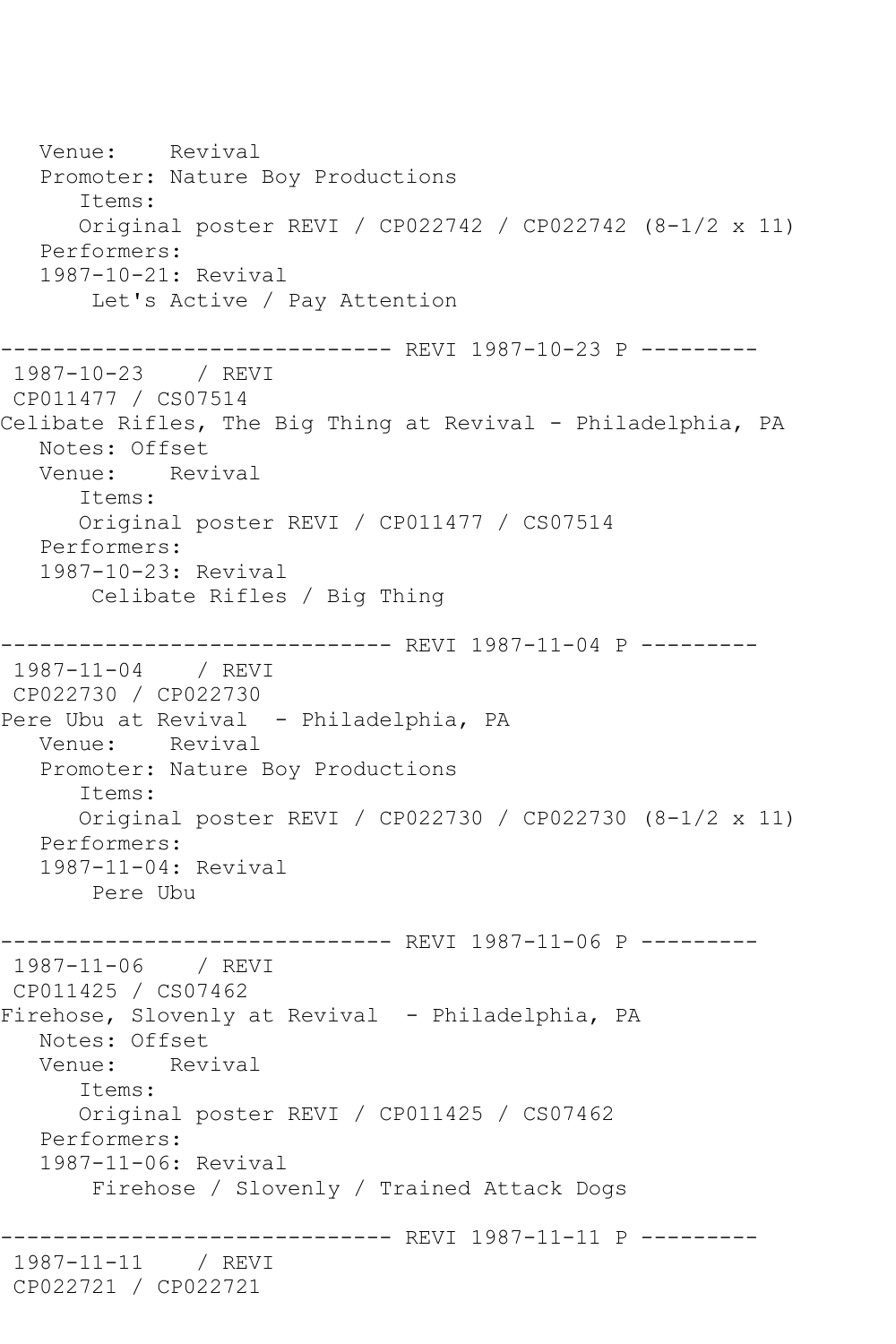```
   Venue:    Revival
   Promoter: Nature Boy Productions
      Items:
      Original poster REVI / CP022742 / CP022742 (8-1/2 x 11)
   Performers:
   1987-10-21: Revival
       Let's Active / Pay Attention

------------------------------ REVI 1987-10-23 P ---------
 1987-10-23    / REVI
 CP011477 / CS07514
Celibate Rifles, The Big Thing at Revival - Philadelphia, PA
   Notes: Offset
   Venue:    Revival
      Items:
      Original poster REVI / CP011477 / CS07514
   Performers:
   1987-10-23: Revival
       Celibate Rifles / Big Thing

------------------------------ REVI 1987-11-04 P ---------
 1987-11-04    / REVI
 CP022730 / CP022730
Pere Ubu at Revival  - Philadelphia, PA
   Venue:    Revival
   Promoter: Nature Boy Productions
      Items:
      Original poster REVI / CP022730 / CP022730 (8-1/2 x 11)
   Performers:
   1987-11-04: Revival
       Pere Ubu

------------------------------ REVI 1987-11-06 P ---------
 1987-11-06    / REVI
 CP011425 / CS07462
Firehose, Slovenly at Revival  - Philadelphia, PA
   Notes: Offset
   Venue:    Revival
      Items:
      Original poster REVI / CP011425 / CS07462
   Performers:
   1987-11-06: Revival
       Firehose / Slovenly / Trained Attack Dogs

------------------------------ REVI 1987-11-11 P ---------
 1987-11-11    / REVI
 CP022721 / CP022721
```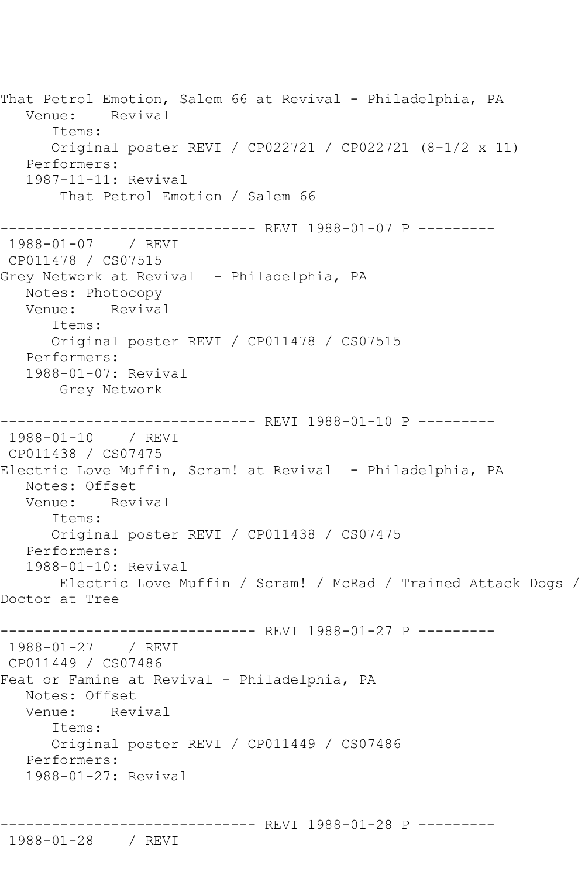```
That Petrol Emotion, Salem 66 at Revival - Philadelphia, PA
   Venue:    Revival
      Items:
      Original poster REVI / CP022721 / CP022721 (8-1/2 x 11)
   Performers:
   1987-11-11: Revival
       That Petrol Emotion / Salem 66

------------------------------ REVI 1988-01-07 P ---------
 1988-01-07    / REVI
 CP011478 / CS07515
Grey Network at Revival  - Philadelphia, PA
   Notes: Photocopy
   Venue:    Revival
      Items:
      Original poster REVI / CP011478 / CS07515
   Performers:
   1988-01-07: Revival
       Grey Network

------------------------------ REVI 1988-01-10 P ---------
 1988-01-10    / REVI
 CP011438 / CS07475
Electric Love Muffin, Scram! at Revival  - Philadelphia, PA
   Notes: Offset
   Venue:    Revival
      Items:
      Original poster REVI / CP011438 / CS07475
   Performers:
   1988-01-10: Revival
       Electric Love Muffin / Scram! / McRad / Trained Attack Dogs /
Doctor at Tree

------------------------------ REVI 1988-01-27 P ---------
 1988-01-27    / REVI
 CP011449 / CS07486
Feat or Famine at Revival - Philadelphia, PA
   Notes: Offset
   Venue:    Revival
      Items:
      Original poster REVI / CP011449 / CS07486
   Performers:
   1988-01-27: Revival


------------------------------ REVI 1988-01-28 P ---------
 1988-01-28    / REVI
```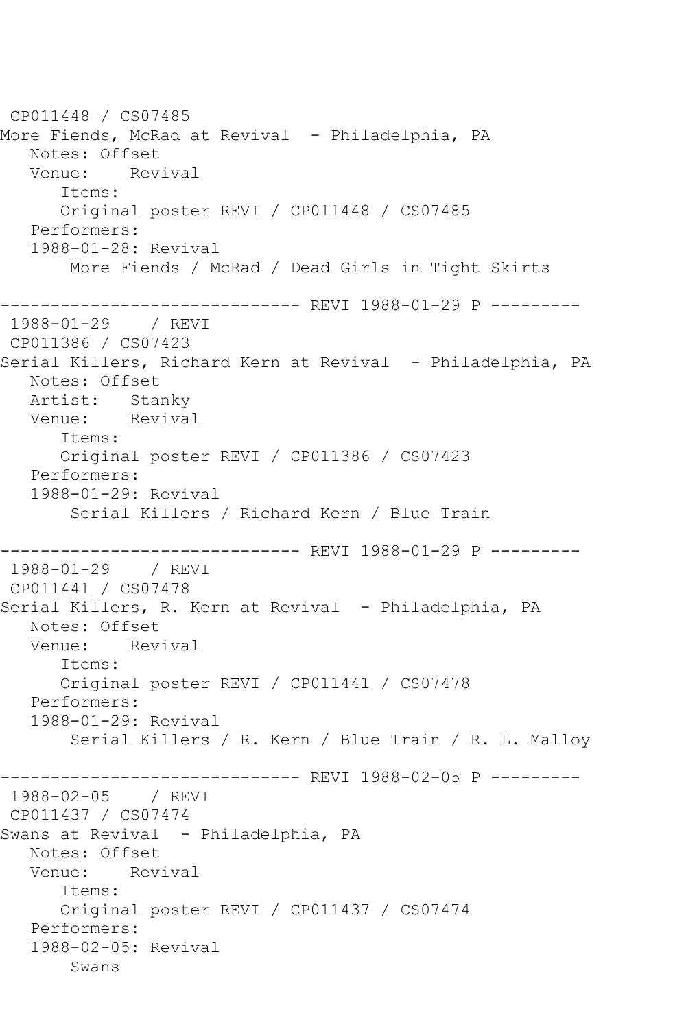CP011448 / CS07485
More Fiends, McRad at Revival - Philadelphia, PA
   Notes: Offset
   Venue: Revival
      Items:
      Original poster REVI / CP011448 / CS07485
   Performers:
   1988-01-28: Revival
       More Fiends / McRad / Dead Girls in Tight Skirts

------------------------------ REVI 1988-01-29 P ---------
1988-01-29 / REVI
CP011386 / CS07423
Serial Killers, Richard Kern at Revival - Philadelphia, PA
   Notes: Offset
   Artist: Stanky
   Venue: Revival
      Items:
      Original poster REVI / CP011386 / CS07423
   Performers:
   1988-01-29: Revival
       Serial Killers / Richard Kern / Blue Train

------------------------------ REVI 1988-01-29 P ---------
1988-01-29 / REVI
CP011441 / CS07478
Serial Killers, R. Kern at Revival - Philadelphia, PA
   Notes: Offset
   Venue: Revival
      Items:
      Original poster REVI / CP011441 / CS07478
   Performers:
   1988-01-29: Revival
       Serial Killers / R. Kern / Blue Train / R. L. Malloy

------------------------------ REVI 1988-02-05 P ---------
1988-02-05 / REVI
CP011437 / CS07474
Swans at Revival - Philadelphia, PA
   Notes: Offset
   Venue: Revival
      Items:
      Original poster REVI / CP011437 / CS07474
   Performers:
   1988-02-05: Revival
       Swans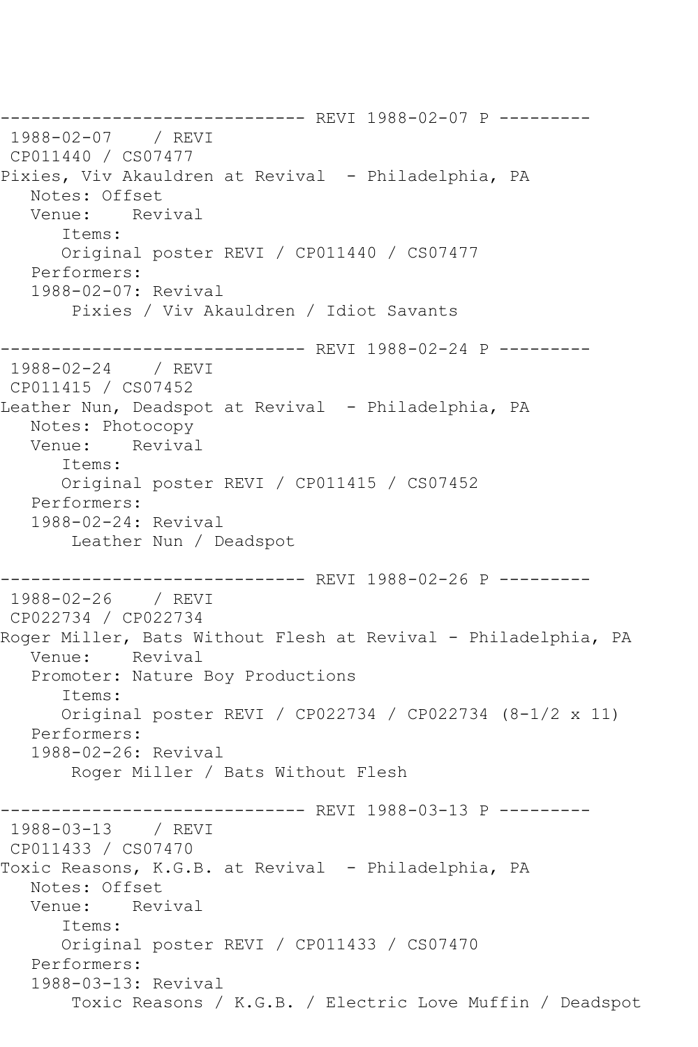------------------------------ REVI 1988-02-07 P ---------
1988-02-07 / REVI
CP011440 / CS07477
Pixies, Viv Akauldren at Revival - Philadelphia, PA
Notes: Offset
Venue: Revival
Items:
Original poster REVI / CP011440 / CS07477
Performers:
1988-02-07: Revival
Pixies / Viv Akauldren / Idiot Savants

------------------------------ REVI 1988-02-24 P ---------
1988-02-24 / REVI
CP011415 / CS07452
Leather Nun, Deadspot at Revival - Philadelphia, PA
Notes: Photocopy
Venue: Revival
Items:
Original poster REVI / CP011415 / CS07452
Performers:
1988-02-24: Revival
Leather Nun / Deadspot

------------------------------ REVI 1988-02-26 P ---------
1988-02-26 / REVI
CP022734 / CP022734
Roger Miller, Bats Without Flesh at Revival - Philadelphia, PA
Venue: Revival
Promoter: Nature Boy Productions
Items:
Original poster REVI / CP022734 / CP022734 (8-1/2 x 11)
Performers:
1988-02-26: Revival
Roger Miller / Bats Without Flesh

------------------------------ REVI 1988-03-13 P ---------
1988-03-13 / REVI
CP011433 / CS07470
Toxic Reasons, K.G.B. at Revival - Philadelphia, PA
Notes: Offset
Venue: Revival
Items:
Original poster REVI / CP011433 / CS07470
Performers:
1988-03-13: Revival
Toxic Reasons / K.G.B. / Electric Love Muffin / Deadspot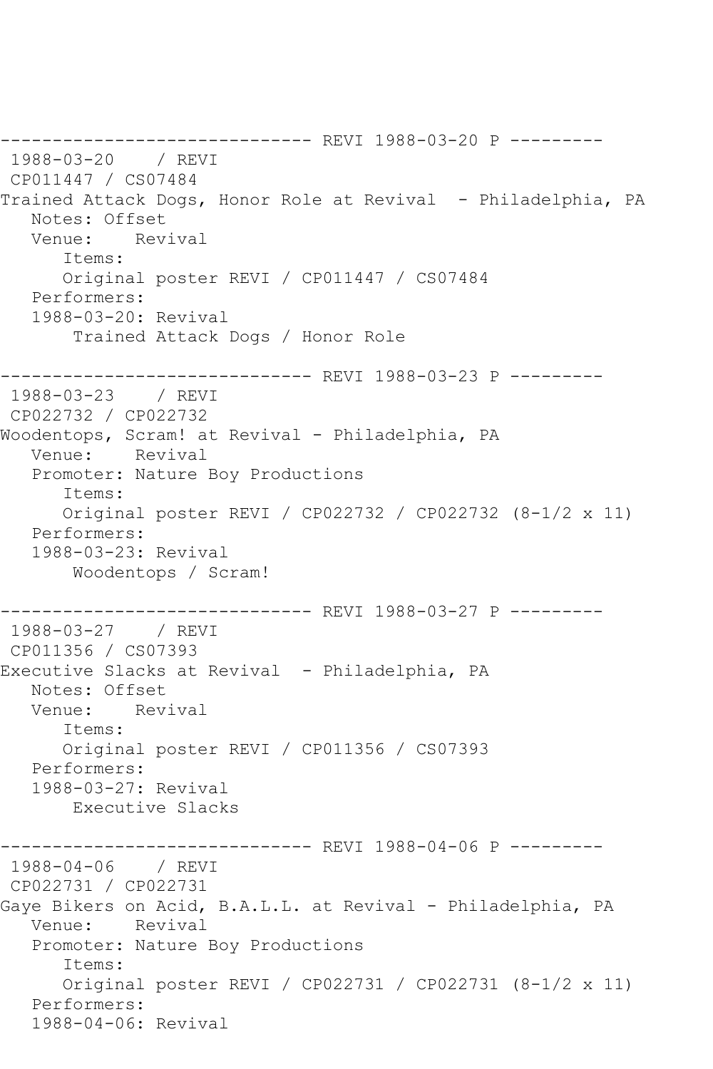------------------------------ REVI 1988-03-20 P ---------
1988-03-20 / REVI
CP011447 / CS07484
Trained Attack Dogs, Honor Role at Revival - Philadelphia, PA
Notes: Offset
Venue: Revival
Items:
Original poster REVI / CP011447 / CS07484
Performers:
1988-03-20: Revival
Trained Attack Dogs / Honor Role

------------------------------ REVI 1988-03-23 P ---------
1988-03-23 / REVI
CP022732 / CP022732
Woodentops, Scram! at Revival - Philadelphia, PA
Venue: Revival
Promoter: Nature Boy Productions
Items:
Original poster REVI / CP022732 / CP022732 (8-1/2 x 11)
Performers:
1988-03-23: Revival
Woodentops / Scram!

------------------------------ REVI 1988-03-27 P ---------
1988-03-27 / REVI
CP011356 / CS07393
Executive Slacks at Revival - Philadelphia, PA
Notes: Offset
Venue: Revival
Items:
Original poster REVI / CP011356 / CS07393
Performers:
1988-03-27: Revival
Executive Slacks

------------------------------ REVI 1988-04-06 P ---------
1988-04-06 / REVI
CP022731 / CP022731
Gaye Bikers on Acid, B.A.L.L. at Revival - Philadelphia, PA
Venue: Revival
Promoter: Nature Boy Productions
Items:
Original poster REVI / CP022731 / CP022731 (8-1/2 x 11)
Performers:
1988-04-06: Revival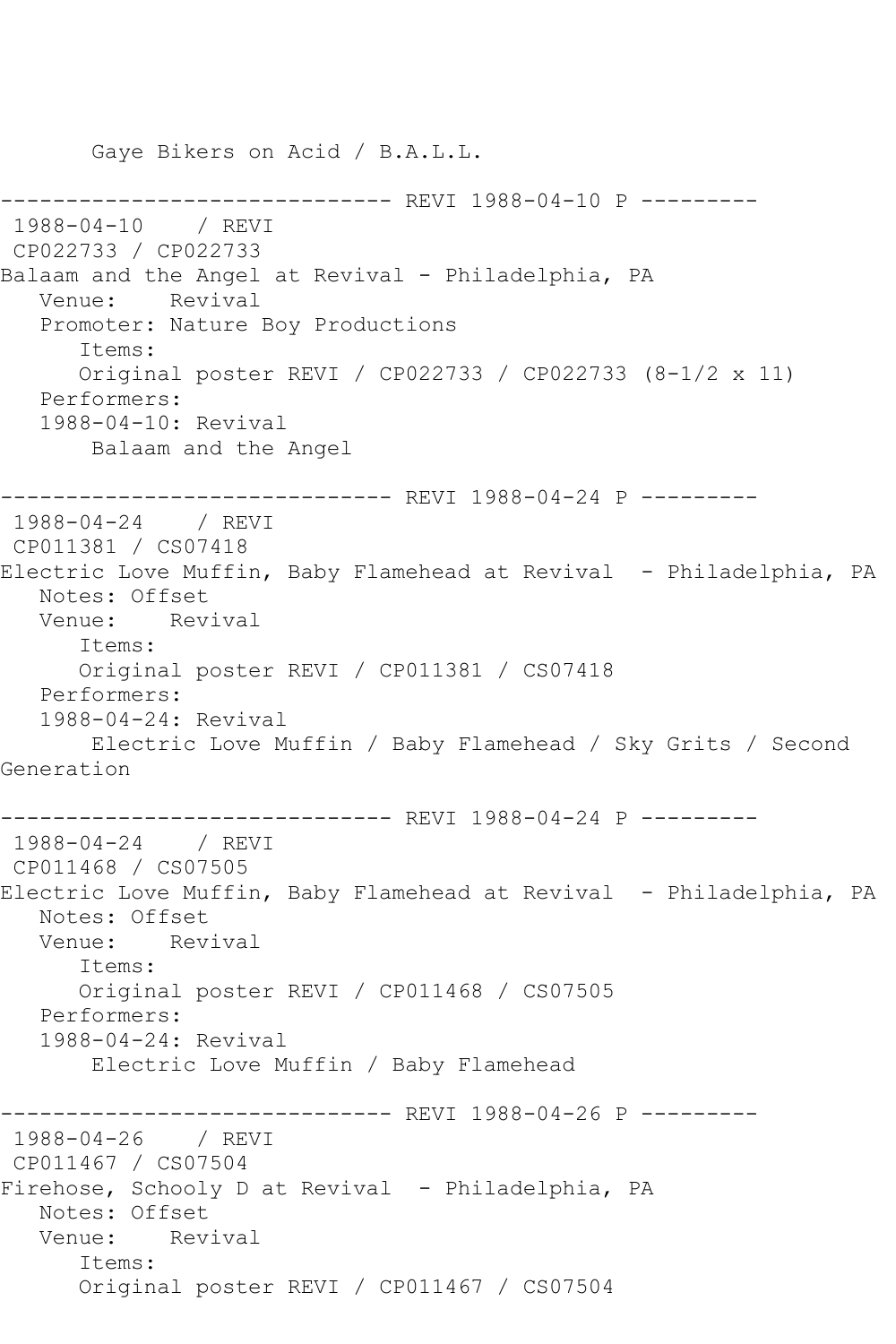Gaye Bikers on Acid / B.A.L.L.

------------------------------ REVI 1988-04-10 P ---------
1988-04-10 / REVI
CP022733 / CP022733
Balaam and the Angel at Revival - Philadelphia, PA
Venue: Revival
Promoter: Nature Boy Productions
Items:
Original poster REVI / CP022733 / CP022733 (8-1/2 x 11)
Performers:
1988-04-10: Revival
Balaam and the Angel

------------------------------ REVI 1988-04-24 P ---------
1988-04-24 / REVI
CP011381 / CS07418
Electric Love Muffin, Baby Flamehead at Revival - Philadelphia, PA
Notes: Offset
Venue: Revival
Items:
Original poster REVI / CP011381 / CS07418
Performers:
1988-04-24: Revival
Electric Love Muffin / Baby Flamehead / Sky Grits / Second Generation

------------------------------ REVI 1988-04-24 P ---------
1988-04-24 / REVI
CP011468 / CS07505
Electric Love Muffin, Baby Flamehead at Revival - Philadelphia, PA
Notes: Offset
Venue: Revival
Items:
Original poster REVI / CP011468 / CS07505
Performers:
1988-04-24: Revival
Electric Love Muffin / Baby Flamehead

------------------------------ REVI 1988-04-26 P ---------
1988-04-26 / REVI
CP011467 / CS07504
Firehose, Schooly D at Revival - Philadelphia, PA
Notes: Offset
Venue: Revival
Items:
Original poster REVI / CP011467 / CS07504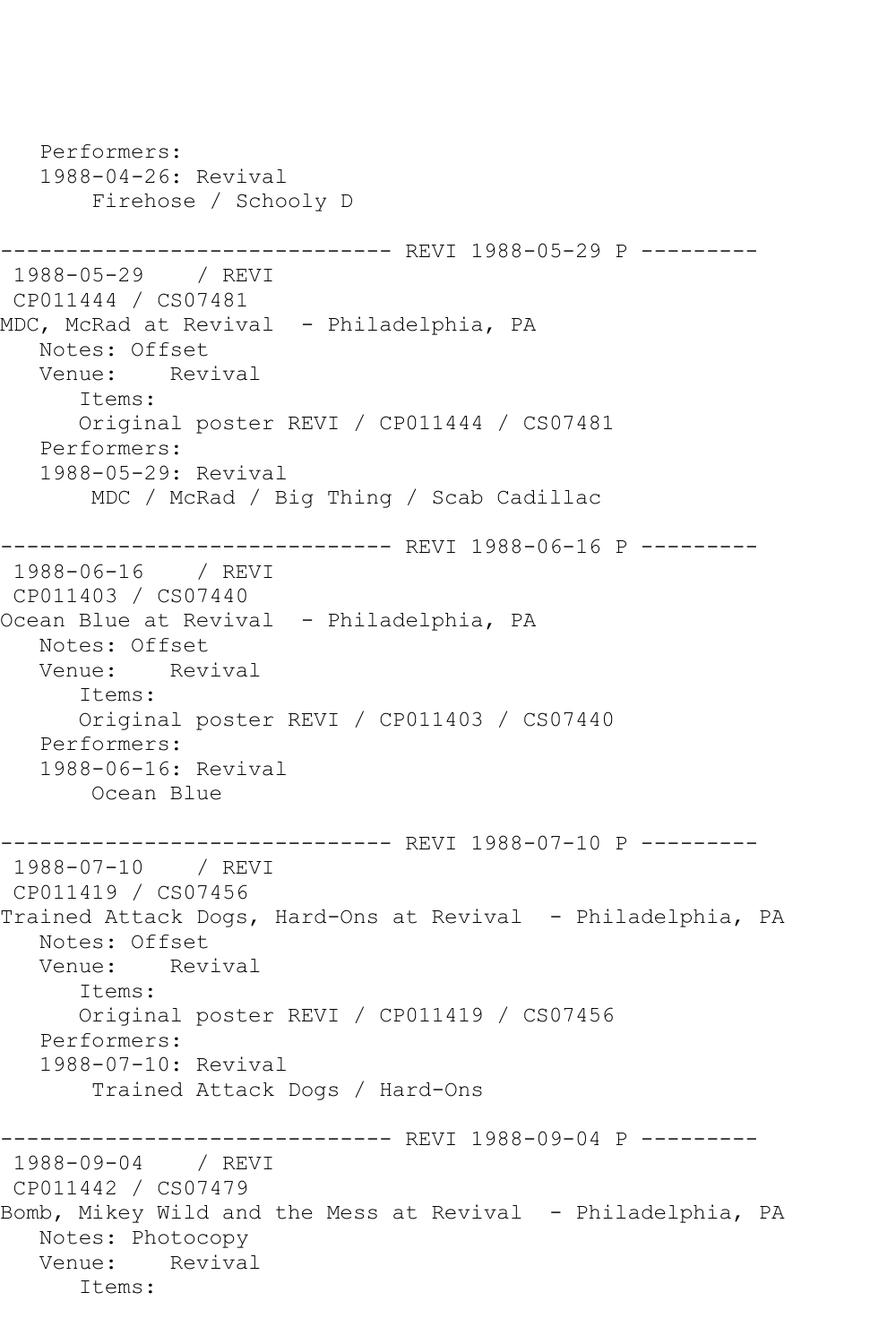```
   Performers:
   1988-04-26: Revival
        Firehose / Schooly D

------------------------------ REVI 1988-05-29 P ---------
 1988-05-29    / REVI
 CP011444 / CS07481
MDC, McRad at Revival  - Philadelphia, PA
   Notes: Offset
   Venue:    Revival
      Items:
      Original poster REVI / CP011444 / CS07481
   Performers:
   1988-05-29: Revival
        MDC / McRad / Big Thing / Scab Cadillac

------------------------------ REVI 1988-06-16 P ---------
 1988-06-16    / REVI
 CP011403 / CS07440
Ocean Blue at Revival  - Philadelphia, PA
   Notes: Offset
   Venue:    Revival
      Items:
      Original poster REVI / CP011403 / CS07440
   Performers:
   1988-06-16: Revival
        Ocean Blue

------------------------------ REVI 1988-07-10 P ---------
 1988-07-10    / REVI
 CP011419 / CS07456
Trained Attack Dogs, Hard-Ons at Revival  - Philadelphia, PA
   Notes: Offset
   Venue:    Revival
      Items:
      Original poster REVI / CP011419 / CS07456
   Performers:
   1988-07-10: Revival
        Trained Attack Dogs / Hard-Ons

------------------------------ REVI 1988-09-04 P ---------
 1988-09-04    / REVI
 CP011442 / CS07479
Bomb, Mikey Wild and the Mess at Revival  - Philadelphia, PA
   Notes: Photocopy
   Venue:    Revival
      Items:
```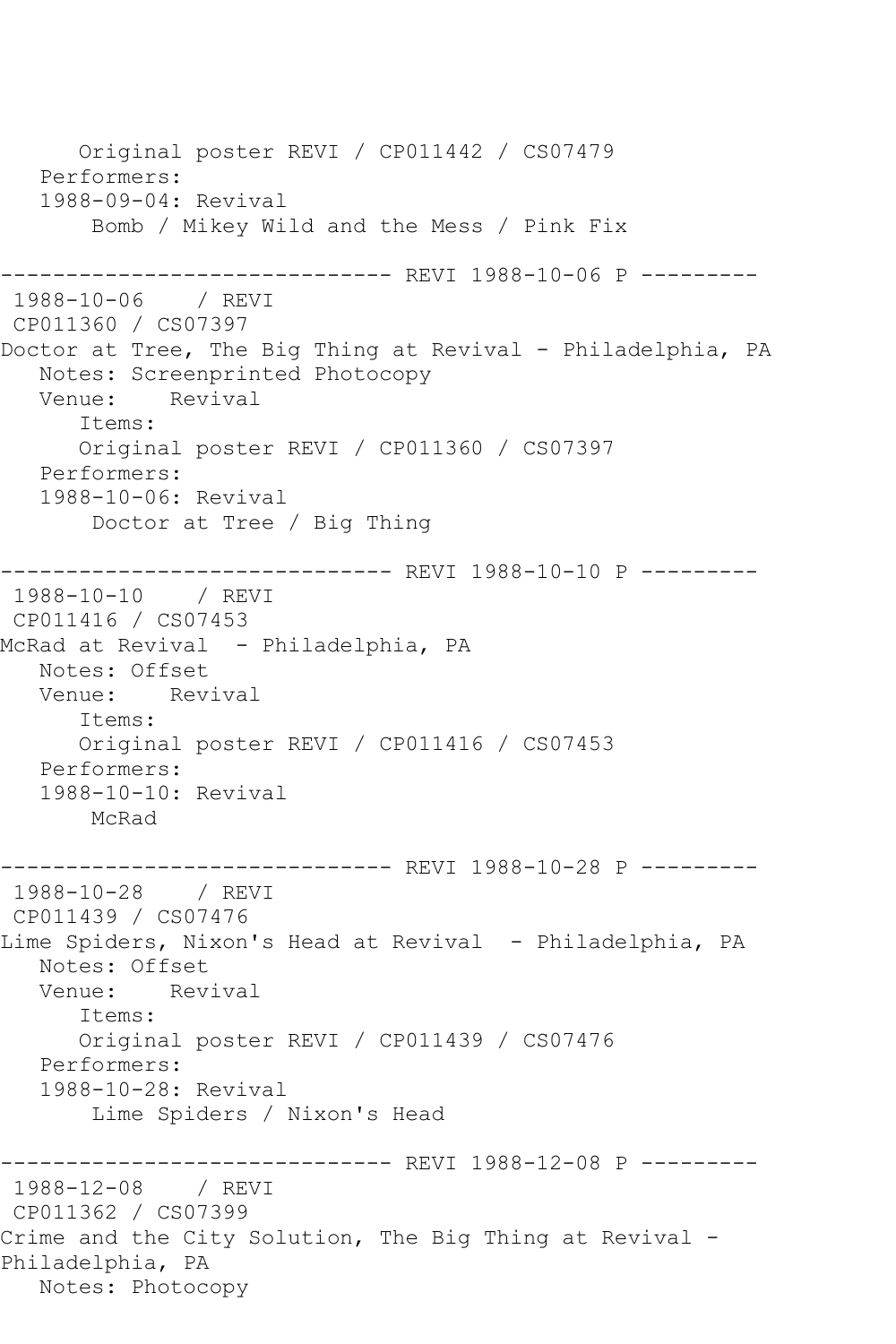Original poster REVI / CP011442 / CS07479
Performers:
1988-09-04: Revival
Bomb / Mikey Wild and the Mess / Pink Fix

------------------------------ REVI 1988-10-06 P ---------
1988-10-06 / REVI
CP011360 / CS07397
Doctor at Tree, The Big Thing at Revival - Philadelphia, PA
Notes: Screenprinted Photocopy
Venue: Revival
Items:
Original poster REVI / CP011360 / CS07397
Performers:
1988-10-06: Revival
Doctor at Tree / Big Thing

------------------------------ REVI 1988-10-10 P ---------
1988-10-10 / REVI
CP011416 / CS07453
McRad at Revival - Philadelphia, PA
Notes: Offset
Venue: Revival
Items:
Original poster REVI / CP011416 / CS07453
Performers:
1988-10-10: Revival
McRad

------------------------------ REVI 1988-10-28 P ---------
1988-10-28 / REVI
CP011439 / CS07476
Lime Spiders, Nixon's Head at Revival - Philadelphia, PA
Notes: Offset
Venue: Revival
Items:
Original poster REVI / CP011439 / CS07476
Performers:
1988-10-28: Revival
Lime Spiders / Nixon's Head

------------------------------ REVI 1988-12-08 P ---------
1988-12-08 / REVI
CP011362 / CS07399
Crime and the City Solution, The Big Thing at Revival - Philadelphia, PA
Notes: Photocopy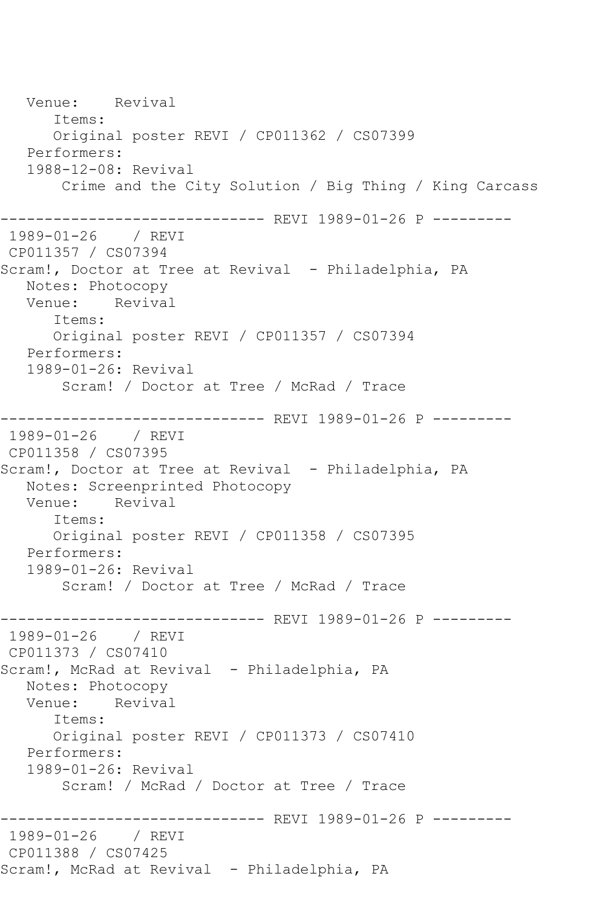```
   Venue:    Revival
      Items:
      Original poster REVI / CP011362 / CS07399
   Performers:
   1988-12-08: Revival
       Crime and the City Solution / Big Thing / King Carcass

------------------------------ REVI 1989-01-26 P ---------
 1989-01-26    / REVI
 CP011357 / CS07394
Scram!, Doctor at Tree at Revival  - Philadelphia, PA
   Notes: Photocopy
   Venue:    Revival
      Items:
      Original poster REVI / CP011357 / CS07394
   Performers:
   1989-01-26: Revival
       Scram! / Doctor at Tree / McRad / Trace

------------------------------ REVI 1989-01-26 P ---------
 1989-01-26    / REVI
 CP011358 / CS07395
Scram!, Doctor at Tree at Revival  - Philadelphia, PA
   Notes: Screenprinted Photocopy
   Venue:    Revival
      Items:
      Original poster REVI / CP011358 / CS07395
   Performers:
   1989-01-26: Revival
       Scram! / Doctor at Tree / McRad / Trace

------------------------------ REVI 1989-01-26 P ---------
 1989-01-26    / REVI
 CP011373 / CS07410
Scram!, McRad at Revival  - Philadelphia, PA
   Notes: Photocopy
   Venue:    Revival
      Items:
      Original poster REVI / CP011373 / CS07410
   Performers:
   1989-01-26: Revival
       Scram! / McRad / Doctor at Tree / Trace

------------------------------ REVI 1989-01-26 P ---------
 1989-01-26    / REVI
 CP011388 / CS07425
Scram!, McRad at Revival  - Philadelphia, PA
```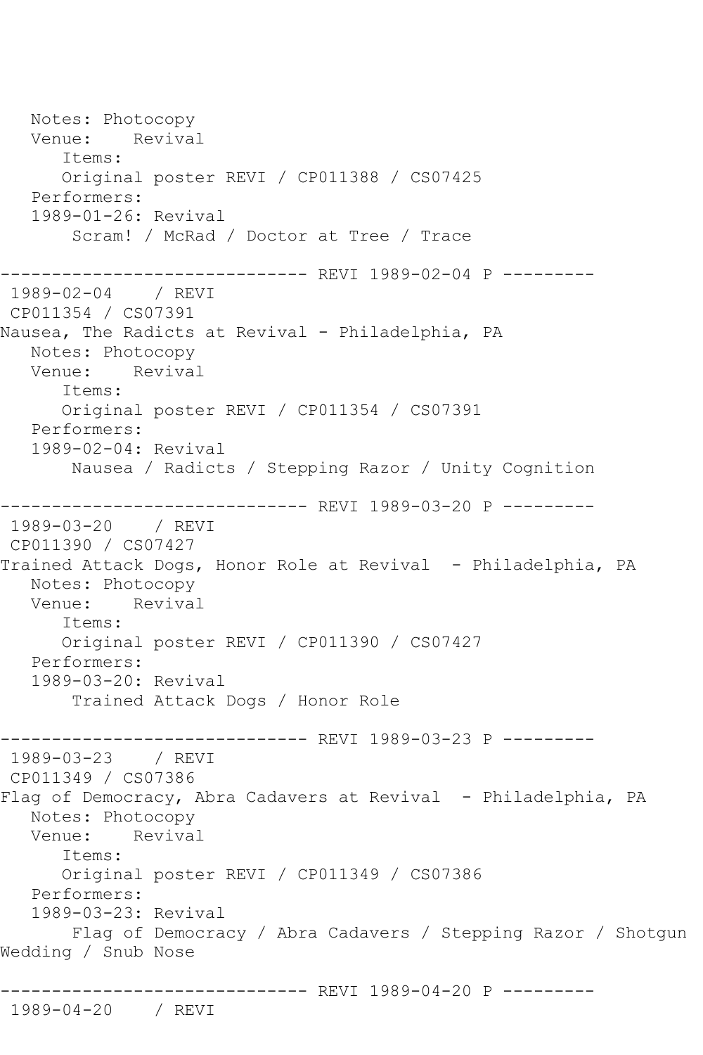Notes: Photocopy
Venue: Revival
Items:
Original poster REVI / CP011388 / CS07425
Performers:
1989-01-26: Revival
Scram! / McRad / Doctor at Tree / Trace

------------------------------ REVI 1989-02-04 P ---------
1989-02-04 / REVI
CP011354 / CS07391
Nausea, The Radicts at Revival - Philadelphia, PA
Notes: Photocopy
Venue: Revival
Items:
Original poster REVI / CP011354 / CS07391
Performers:
1989-02-04: Revival
Nausea / Radicts / Stepping Razor / Unity Cognition

------------------------------ REVI 1989-03-20 P ---------
1989-03-20 / REVI
CP011390 / CS07427
Trained Attack Dogs, Honor Role at Revival - Philadelphia, PA
Notes: Photocopy
Venue: Revival
Items:
Original poster REVI / CP011390 / CS07427
Performers:
1989-03-20: Revival
Trained Attack Dogs / Honor Role

------------------------------ REVI 1989-03-23 P ---------
1989-03-23 / REVI
CP011349 / CS07386
Flag of Democracy, Abra Cadavers at Revival - Philadelphia, PA
Notes: Photocopy
Venue: Revival
Items:
Original poster REVI / CP011349 / CS07386
Performers:
1989-03-23: Revival
Flag of Democracy / Abra Cadavers / Stepping Razor / Shotgun Wedding / Snub Nose

------------------------------ REVI 1989-04-20 P ---------
1989-04-20 / REVI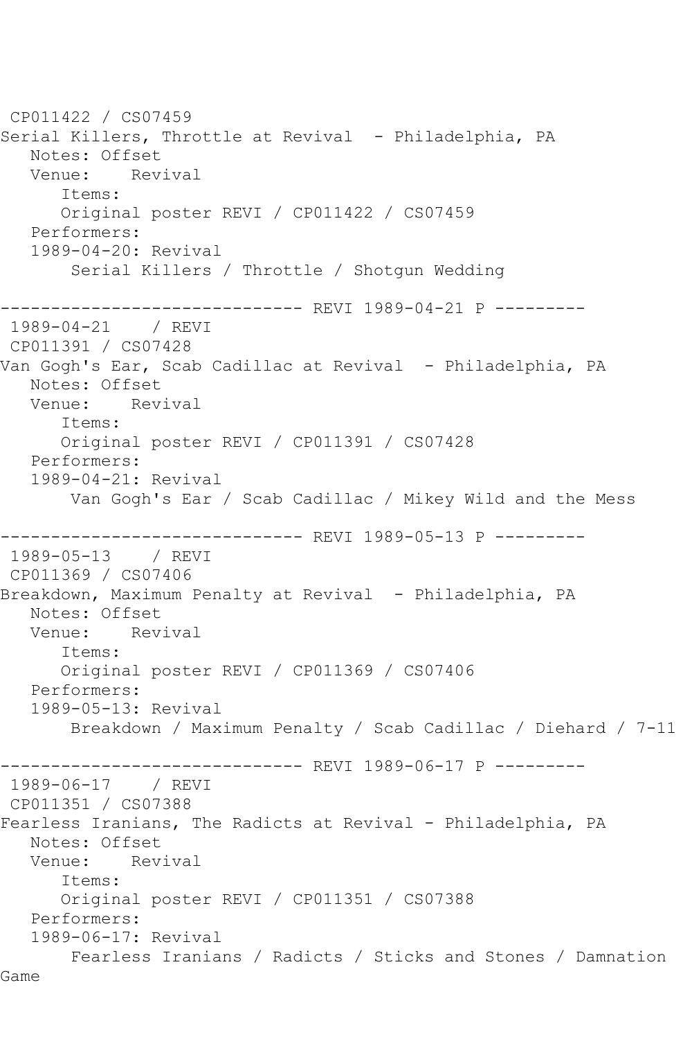CP011422 / CS07459
Serial Killers, Throttle at Revival - Philadelphia, PA
Notes: Offset
Venue: Revival
Items:
Original poster REVI / CP011422 / CS07459
Performers:
1989-04-20: Revival
Serial Killers / Throttle / Shotgun Wedding

------------------------------ REVI 1989-04-21 P ---------
1989-04-21 / REVI
CP011391 / CS07428
Van Gogh's Ear, Scab Cadillac at Revival - Philadelphia, PA
Notes: Offset
Venue: Revival
Items:
Original poster REVI / CP011391 / CS07428
Performers:
1989-04-21: Revival
Van Gogh's Ear / Scab Cadillac / Mikey Wild and the Mess

------------------------------ REVI 1989-05-13 P ---------
1989-05-13 / REVI
CP011369 / CS07406
Breakdown, Maximum Penalty at Revival - Philadelphia, PA
Notes: Offset
Venue: Revival
Items:
Original poster REVI / CP011369 / CS07406
Performers:
1989-05-13: Revival
Breakdown / Maximum Penalty / Scab Cadillac / Diehard / 7-11

------------------------------ REVI 1989-06-17 P ---------
1989-06-17 / REVI
CP011351 / CS07388
Fearless Iranians, The Radicts at Revival - Philadelphia, PA
Notes: Offset
Venue: Revival
Items:
Original poster REVI / CP011351 / CS07388
Performers:
1989-06-17: Revival
Fearless Iranians / Radicts / Sticks and Stones / Damnation Game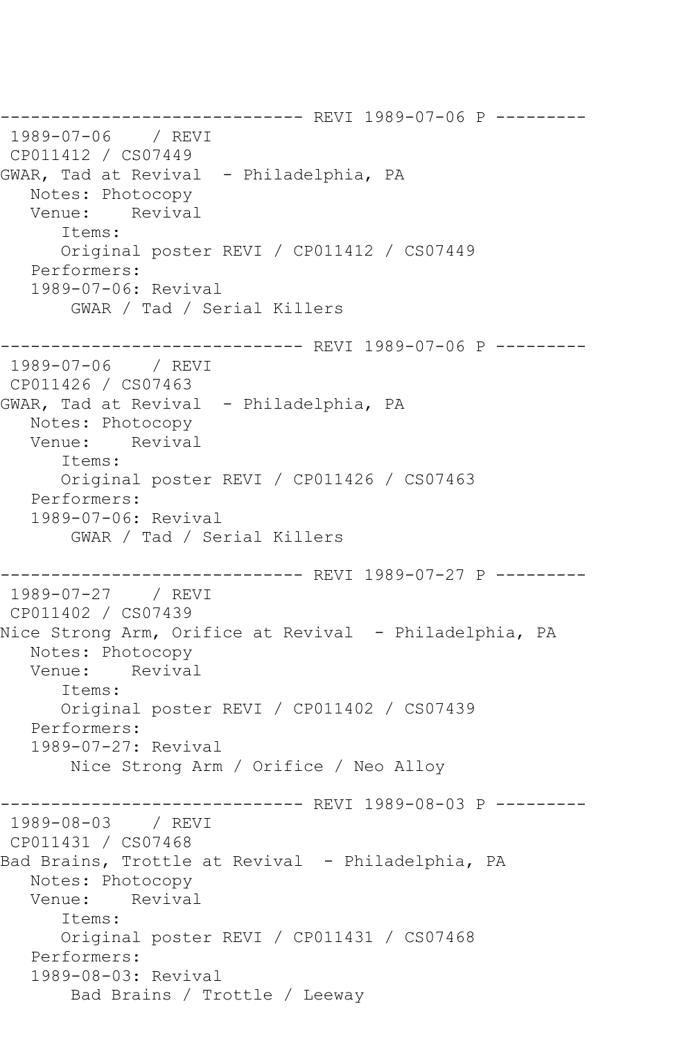```
------------------------------ REVI 1989-07-06 P ---------
 1989-07-06    / REVI
 CP011412 / CS07449
GWAR, Tad at Revival  - Philadelphia, PA
   Notes: Photocopy
   Venue:    Revival
      Items:
      Original poster REVI / CP011412 / CS07449
   Performers:
   1989-07-06: Revival
       GWAR / Tad / Serial Killers

------------------------------ REVI 1989-07-06 P ---------
 1989-07-06    / REVI
 CP011426 / CS07463
GWAR, Tad at Revival  - Philadelphia, PA
   Notes: Photocopy
   Venue:    Revival
      Items:
      Original poster REVI / CP011426 / CS07463
   Performers:
   1989-07-06: Revival
       GWAR / Tad / Serial Killers

------------------------------ REVI 1989-07-27 P ---------
 1989-07-27    / REVI
 CP011402 / CS07439
Nice Strong Arm, Orifice at Revival  - Philadelphia, PA
   Notes: Photocopy
   Venue:    Revival
      Items:
      Original poster REVI / CP011402 / CS07439
   Performers:
   1989-07-27: Revival
       Nice Strong Arm / Orifice / Neo Alloy

------------------------------ REVI 1989-08-03 P ---------
 1989-08-03    / REVI
 CP011431 / CS07468
Bad Brains, Trottle at Revival  - Philadelphia, PA
   Notes: Photocopy
   Venue:    Revival
      Items:
      Original poster REVI / CP011431 / CS07468
   Performers:
   1989-08-03: Revival
       Bad Brains / Trottle / Leeway
```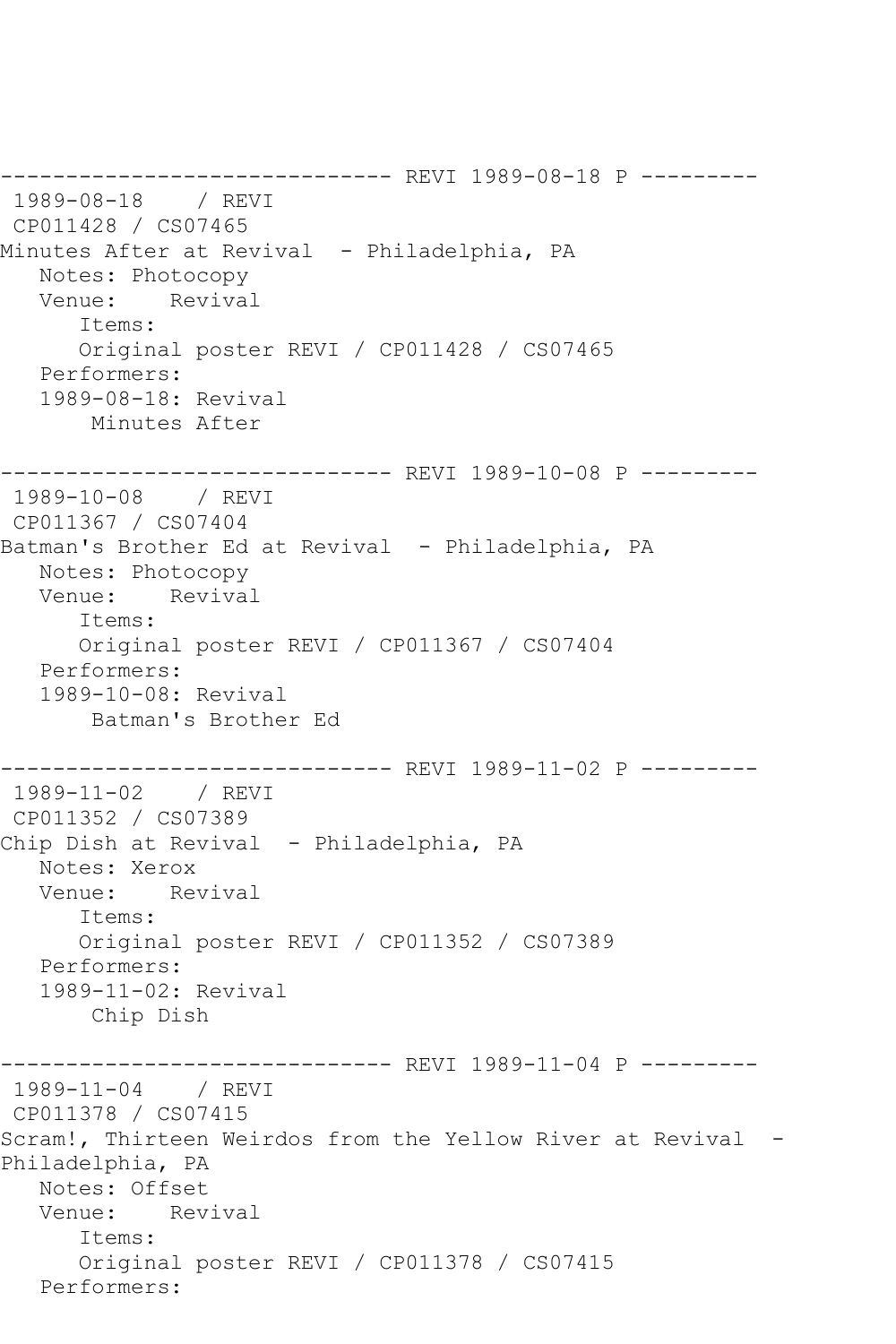------------------------------ REVI 1989-08-18 P ---------
1989-08-18 / REVI
CP011428 / CS07465
Minutes After at Revival - Philadelphia, PA
Notes: Photocopy
Venue: Revival
Items:
Original poster REVI / CP011428 / CS07465
Performers:
1989-08-18: Revival
Minutes After

------------------------------ REVI 1989-10-08 P ---------
1989-10-08 / REVI
CP011367 / CS07404
Batman's Brother Ed at Revival - Philadelphia, PA
Notes: Photocopy
Venue: Revival
Items:
Original poster REVI / CP011367 / CS07404
Performers:
1989-10-08: Revival
Batman's Brother Ed

------------------------------ REVI 1989-11-02 P ---------
1989-11-02 / REVI
CP011352 / CS07389
Chip Dish at Revival - Philadelphia, PA
Notes: Xerox
Venue: Revival
Items:
Original poster REVI / CP011352 / CS07389
Performers:
1989-11-02: Revival
Chip Dish

------------------------------ REVI 1989-11-04 P ---------
1989-11-04 / REVI
CP011378 / CS07415
Scram!, Thirteen Weirdos from the Yellow River at Revival - Philadelphia, PA
Notes: Offset
Venue: Revival
Items:
Original poster REVI / CP011378 / CS07415
Performers: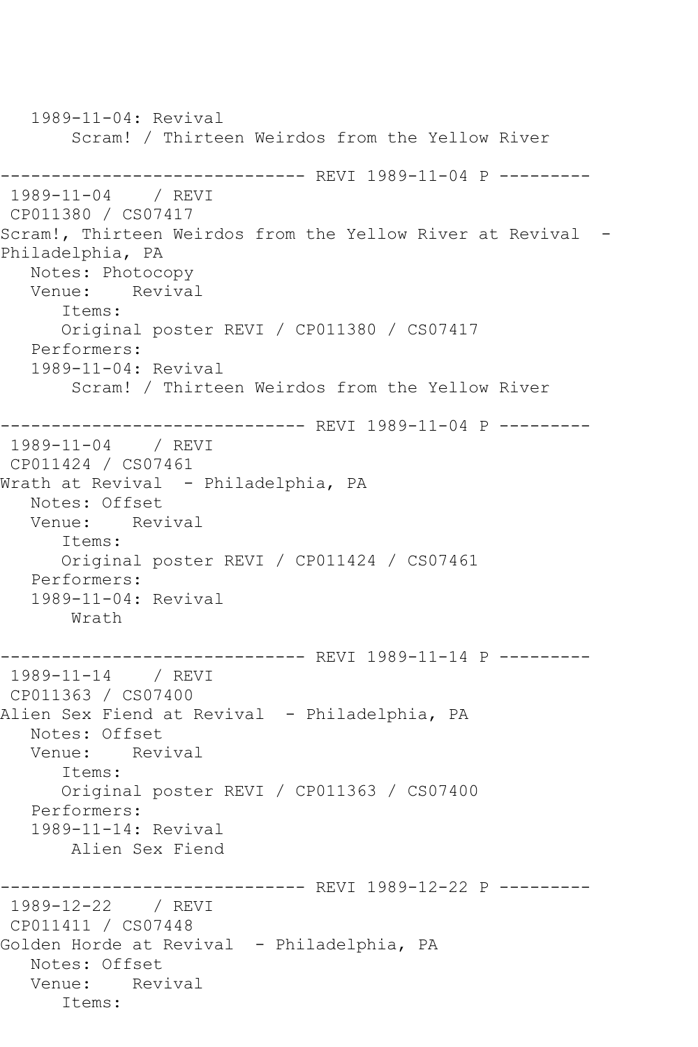```
   1989-11-04: Revival
       Scram! / Thirteen Weirdos from the Yellow River

------------------------------ REVI 1989-11-04 P ---------
 1989-11-04    / REVI
 CP011380 / CS07417
Scram!, Thirteen Weirdos from the Yellow River at Revival  -
Philadelphia, PA
   Notes: Photocopy
   Venue:    Revival
      Items:
      Original poster REVI / CP011380 / CS07417
   Performers:
   1989-11-04: Revival
       Scram! / Thirteen Weirdos from the Yellow River

------------------------------ REVI 1989-11-04 P ---------
 1989-11-04    / REVI
 CP011424 / CS07461
Wrath at Revival  - Philadelphia, PA
   Notes: Offset
   Venue:    Revival
      Items:
      Original poster REVI / CP011424 / CS07461
   Performers:
   1989-11-04: Revival
       Wrath

------------------------------ REVI 1989-11-14 P ---------
 1989-11-14    / REVI
 CP011363 / CS07400
Alien Sex Fiend at Revival  - Philadelphia, PA
   Notes: Offset
   Venue:    Revival
      Items:
      Original poster REVI / CP011363 / CS07400
   Performers:
   1989-11-14: Revival
       Alien Sex Fiend

------------------------------ REVI 1989-12-22 P ---------
 1989-12-22    / REVI
 CP011411 / CS07448
Golden Horde at Revival  - Philadelphia, PA
   Notes: Offset
   Venue:    Revival
      Items:
```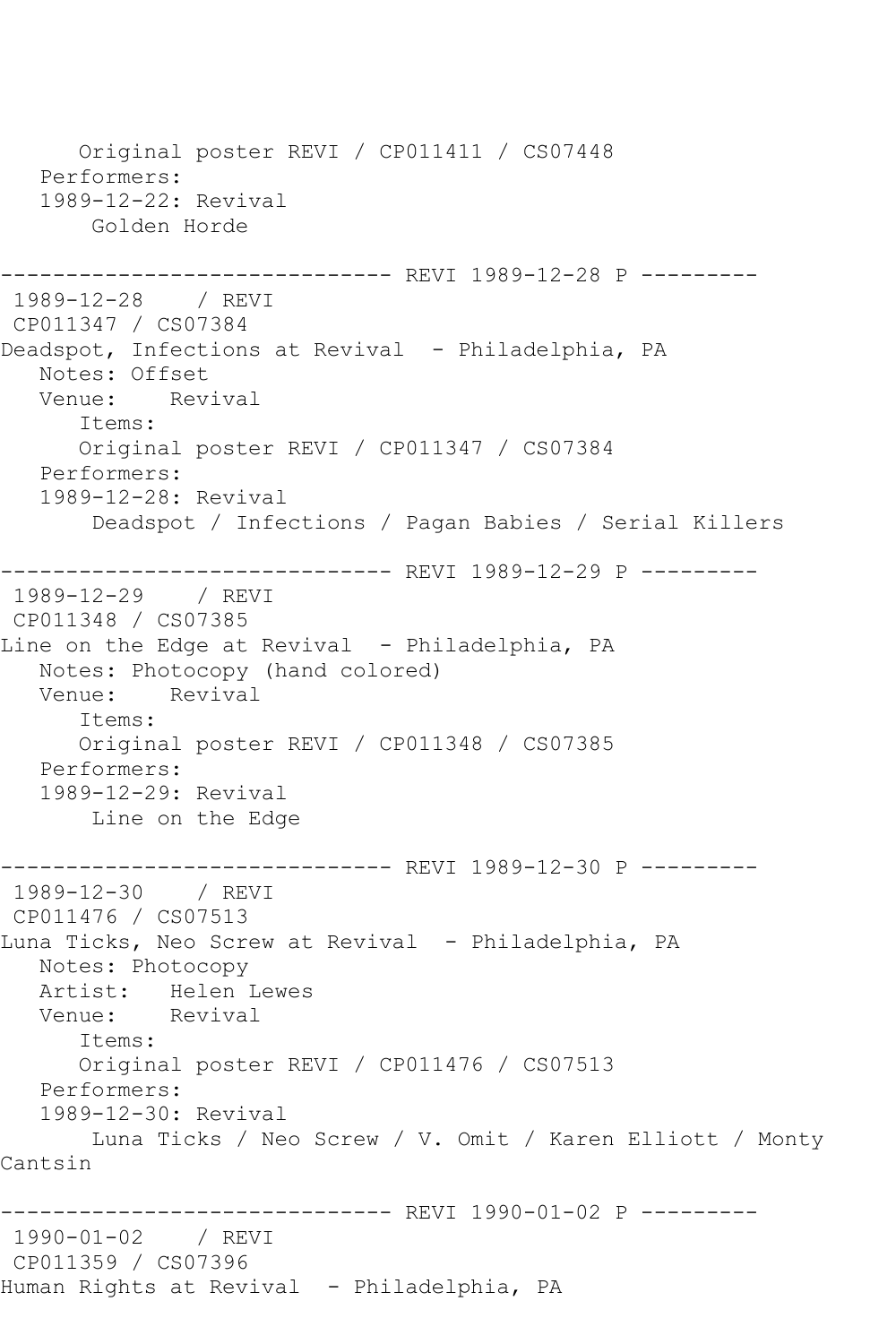Original poster REVI / CP011411 / CS07448
Performers:
1989-12-22: Revival
Golden Horde

------------------------------ REVI 1989-12-28 P ---------
1989-12-28 / REVI
CP011347 / CS07384
Deadspot, Infections at Revival - Philadelphia, PA
Notes: Offset
Venue: Revival
Items:
Original poster REVI / CP011347 / CS07384
Performers:
1989-12-28: Revival
Deadspot / Infections / Pagan Babies / Serial Killers

------------------------------ REVI 1989-12-29 P ---------
1989-12-29 / REVI
CP011348 / CS07385
Line on the Edge at Revival - Philadelphia, PA
Notes: Photocopy (hand colored)
Venue: Revival
Items:
Original poster REVI / CP011348 / CS07385
Performers:
1989-12-29: Revival
Line on the Edge

------------------------------ REVI 1989-12-30 P ---------
1989-12-30 / REVI
CP011476 / CS07513
Luna Ticks, Neo Screw at Revival - Philadelphia, PA
Notes: Photocopy
Artist: Helen Lewes
Venue: Revival
Items:
Original poster REVI / CP011476 / CS07513
Performers:
1989-12-30: Revival
Luna Ticks / Neo Screw / V. Omit / Karen Elliott / Monty Cantsin

------------------------------ REVI 1990-01-02 P ---------
1990-01-02 / REVI
CP011359 / CS07396
Human Rights at Revival - Philadelphia, PA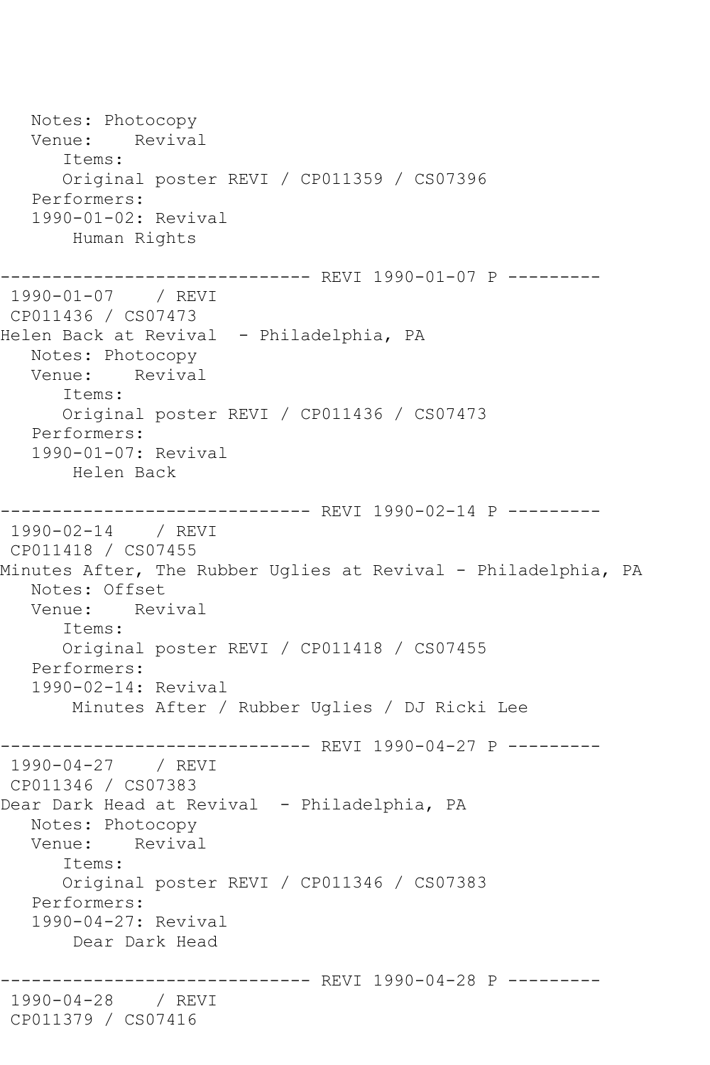```
   Notes: Photocopy
   Venue:    Revival
      Items:
      Original poster REVI / CP011359 / CS07396
   Performers:
   1990-01-02: Revival
       Human Rights

------------------------------ REVI 1990-01-07 P ---------
 1990-01-07    / REVI
 CP011436 / CS07473
Helen Back at Revival  - Philadelphia, PA
   Notes: Photocopy
   Venue:    Revival
      Items:
      Original poster REVI / CP011436 / CS07473
   Performers:
   1990-01-07: Revival
       Helen Back

------------------------------ REVI 1990-02-14 P ---------
 1990-02-14    / REVI
 CP011418 / CS07455
Minutes After, The Rubber Uglies at Revival - Philadelphia, PA
   Notes: Offset
   Venue:    Revival
      Items:
      Original poster REVI / CP011418 / CS07455
   Performers:
   1990-02-14: Revival
       Minutes After / Rubber Uglies / DJ Ricki Lee

------------------------------ REVI 1990-04-27 P ---------
 1990-04-27    / REVI
 CP011346 / CS07383
Dear Dark Head at Revival  - Philadelphia, PA
   Notes: Photocopy
   Venue:    Revival
      Items:
      Original poster REVI / CP011346 / CS07383
   Performers:
   1990-04-27: Revival
       Dear Dark Head

------------------------------ REVI 1990-04-28 P ---------
 1990-04-28    / REVI
 CP011379 / CS07416
```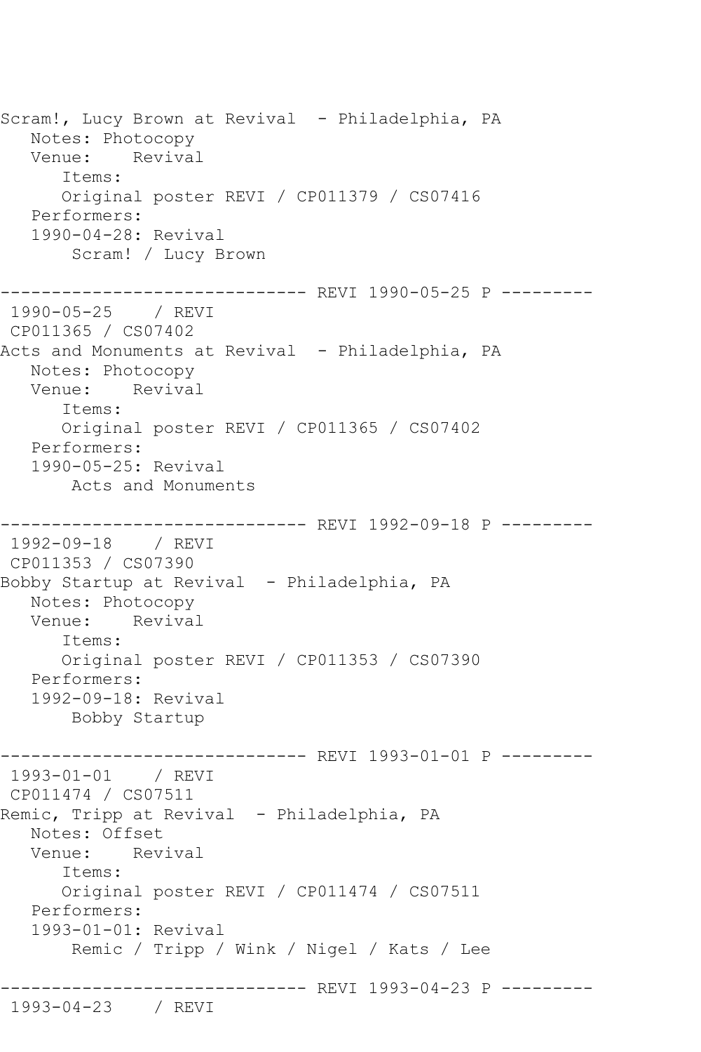Scram!, Lucy Brown at Revival  - Philadelphia, PA
   Notes: Photocopy
   Venue:    Revival
      Items:
      Original poster REVI / CP011379 / CS07416
   Performers:
   1990-04-28: Revival
       Scram! / Lucy Brown

------------------------------ REVI 1990-05-25 P ---------
 1990-05-25    / REVI
 CP011365 / CS07402
Acts and Monuments at Revival  - Philadelphia, PA
   Notes: Photocopy
   Venue:    Revival
      Items:
      Original poster REVI / CP011365 / CS07402
   Performers:
   1990-05-25: Revival
       Acts and Monuments

------------------------------ REVI 1992-09-18 P ---------
 1992-09-18    / REVI
 CP011353 / CS07390
Bobby Startup at Revival  - Philadelphia, PA
   Notes: Photocopy
   Venue:    Revival
      Items:
      Original poster REVI / CP011353 / CS07390
   Performers:
   1992-09-18: Revival
       Bobby Startup

------------------------------ REVI 1993-01-01 P ---------
 1993-01-01    / REVI
 CP011474 / CS07511
Remic, Tripp at Revival  - Philadelphia, PA
   Notes: Offset
   Venue:    Revival
      Items:
      Original poster REVI / CP011474 / CS07511
   Performers:
   1993-01-01: Revival
       Remic / Tripp / Wink / Nigel / Kats / Lee

------------------------------ REVI 1993-04-23 P ---------
 1993-04-23    / REVI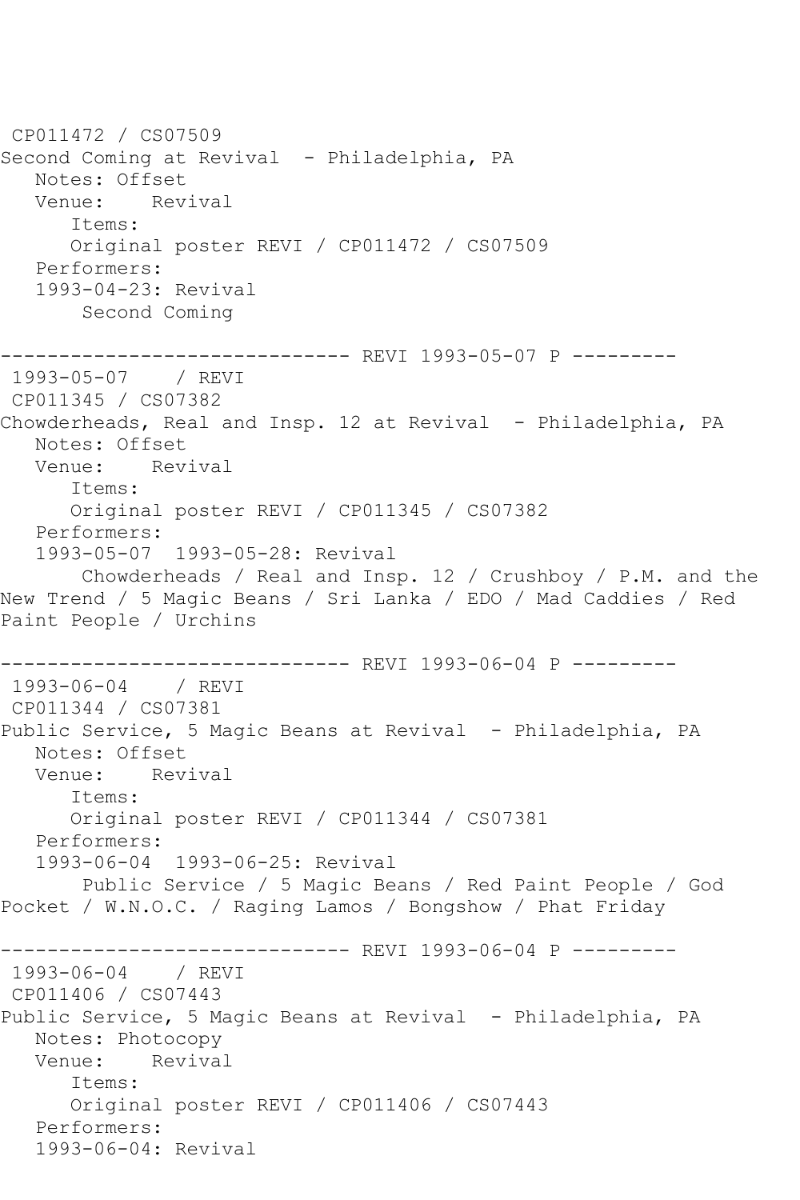CP011472 / CS07509
Second Coming at Revival - Philadelphia, PA
   Notes: Offset
   Venue: Revival
      Items:
      Original poster REVI / CP011472 / CS07509
   Performers:
   1993-04-23: Revival
       Second Coming

------------------------------ REVI 1993-05-07 P ---------
1993-05-07 / REVI
CP011345 / CS07382
Chowderheads, Real and Insp. 12 at Revival - Philadelphia, PA
   Notes: Offset
   Venue: Revival
      Items:
      Original poster REVI / CP011345 / CS07382
   Performers:
   1993-05-07 1993-05-28: Revival
       Chowderheads / Real and Insp. 12 / Crushboy / P.M. and the New Trend / 5 Magic Beans / Sri Lanka / EDO / Mad Caddies / Red Paint People / Urchins

------------------------------ REVI 1993-06-04 P ---------
1993-06-04 / REVI
CP011344 / CS07381
Public Service, 5 Magic Beans at Revival - Philadelphia, PA
   Notes: Offset
   Venue: Revival
      Items:
      Original poster REVI / CP011344 / CS07381
   Performers:
   1993-06-04 1993-06-25: Revival
       Public Service / 5 Magic Beans / Red Paint People / God Pocket / W.N.O.C. / Raging Lamos / Bongshow / Phat Friday

------------------------------ REVI 1993-06-04 P ---------
1993-06-04 / REVI
CP011406 / CS07443
Public Service, 5 Magic Beans at Revival - Philadelphia, PA
   Notes: Photocopy
   Venue: Revival
      Items:
      Original poster REVI / CP011406 / CS07443
   Performers:
   1993-06-04: Revival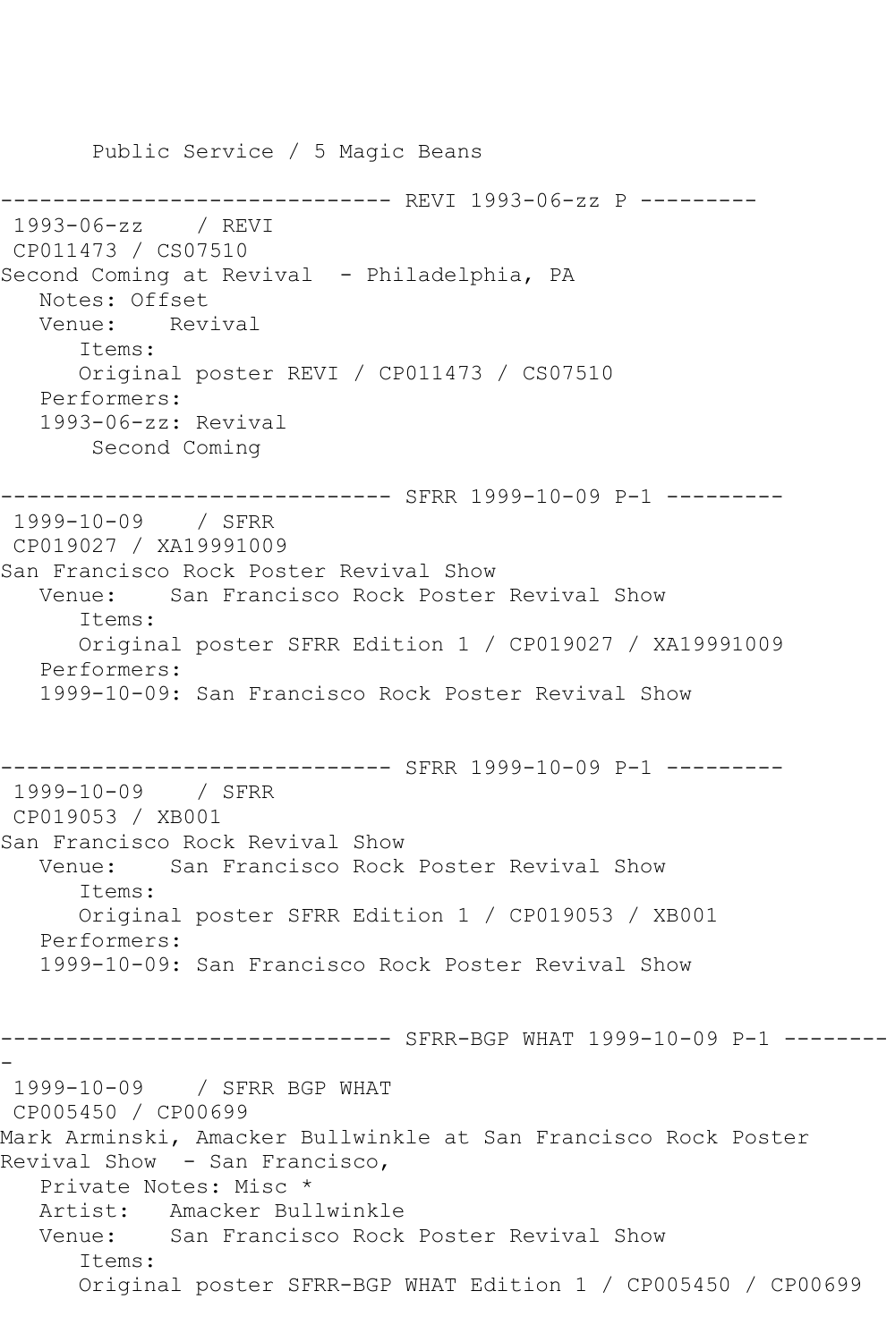```
       Public Service / 5 Magic Beans

------------------------------ REVI 1993-06-zz P ---------
 1993-06-zz    / REVI
 CP011473 / CS07510
Second Coming at Revival  - Philadelphia, PA
   Notes: Offset
   Venue:    Revival
      Items:
      Original poster REVI / CP011473 / CS07510
   Performers:
   1993-06-zz: Revival
       Second Coming

------------------------------ SFRR 1999-10-09 P-1 ---------
 1999-10-09    / SFRR
 CP019027 / XA19991009
San Francisco Rock Poster Revival Show
   Venue:    San Francisco Rock Poster Revival Show
      Items:
      Original poster SFRR Edition 1 / CP019027 / XA19991009
   Performers:
   1999-10-09: San Francisco Rock Poster Revival Show


------------------------------ SFRR 1999-10-09 P-1 ---------
 1999-10-09    / SFRR
 CP019053 / XB001
San Francisco Rock Revival Show
   Venue:    San Francisco Rock Poster Revival Show
      Items:
      Original poster SFRR Edition 1 / CP019053 / XB001
   Performers:
   1999-10-09: San Francisco Rock Poster Revival Show


------------------------------ SFRR-BGP WHAT 1999-10-09 P-1 --------
-
 1999-10-09    / SFRR BGP WHAT
 CP005450 / CP00699
Mark Arminski, Amacker Bullwinkle at San Francisco Rock Poster
Revival Show  - San Francisco,
   Private Notes: Misc *
   Artist:   Amacker Bullwinkle
   Venue:    San Francisco Rock Poster Revival Show
      Items:
      Original poster SFRR-BGP WHAT Edition 1 / CP005450 / CP00699
```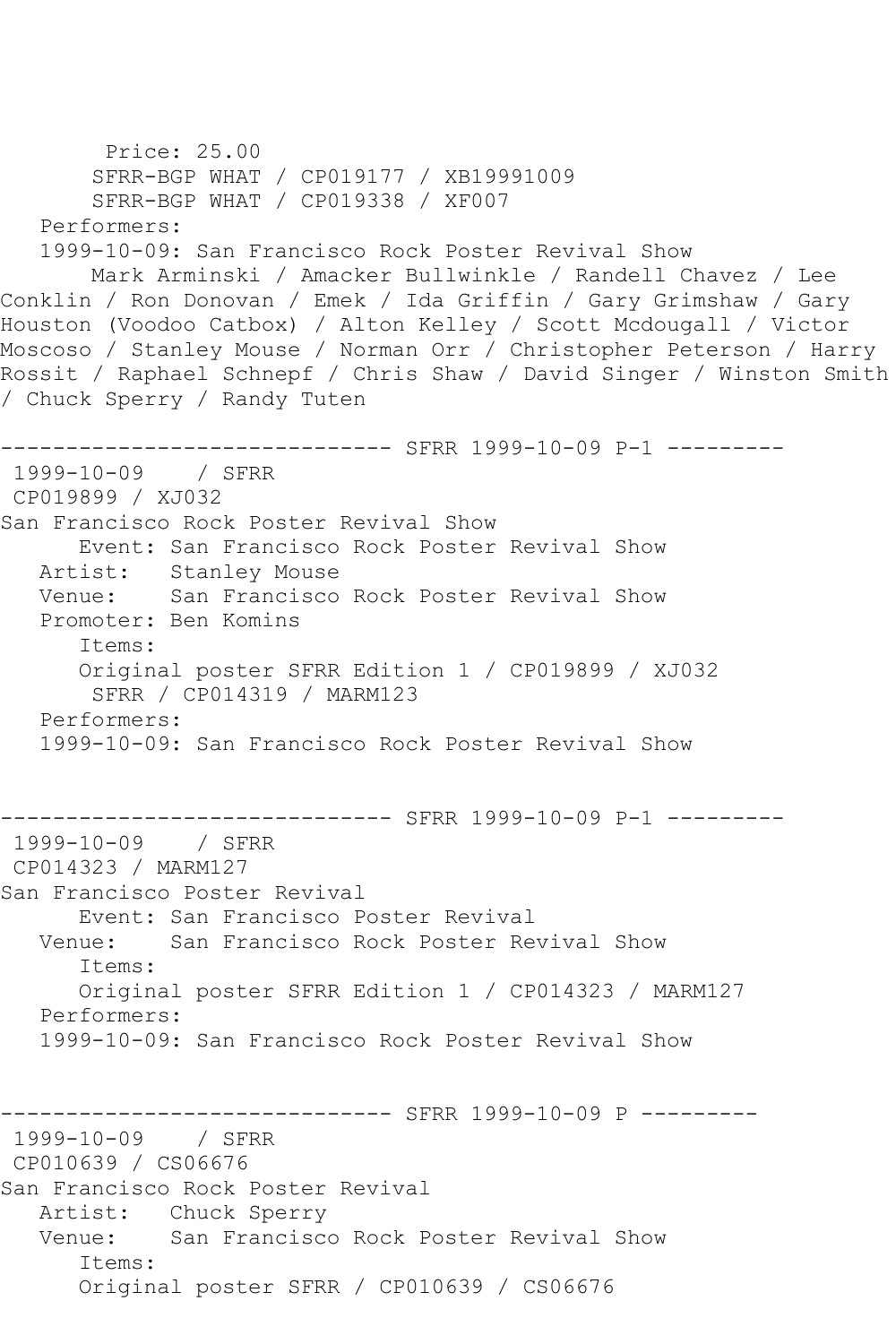Price: 25.00
SFRR-BGP WHAT / CP019177 / XB19991009
SFRR-BGP WHAT / CP019338 / XF007
Performers:
1999-10-09: San Francisco Rock Poster Revival Show
Mark Arminski / Amacker Bullwinkle / Randell Chavez / Lee Conklin / Ron Donovan / Emek / Ida Griffin / Gary Grimshaw / Gary Houston (Voodoo Catbox) / Alton Kelley / Scott Mcdougall / Victor Moscoso / Stanley Mouse / Norman Orr / Christopher Peterson / Harry Rossit / Raphael Schnepf / Chris Shaw / David Singer / Winston Smith / Chuck Sperry / Randy Tuten

------------------------------ SFRR 1999-10-09 P-1 ---------

1999-10-09 / SFRR
CP019899 / XJ032
San Francisco Rock Poster Revival Show
Event: San Francisco Rock Poster Revival Show
Artist: Stanley Mouse
Venue: San Francisco Rock Poster Revival Show
Promoter: Ben Komins
Items:
Original poster SFRR Edition 1 / CP019899 / XJ032
SFRR / CP014319 / MARM123
Performers:
1999-10-09: San Francisco Rock Poster Revival Show

------------------------------ SFRR 1999-10-09 P-1 ---------

1999-10-09 / SFRR
CP014323 / MARM127
San Francisco Poster Revival
Event: San Francisco Poster Revival
Venue: San Francisco Rock Poster Revival Show
Items:
Original poster SFRR Edition 1 / CP014323 / MARM127
Performers:
1999-10-09: San Francisco Rock Poster Revival Show

------------------------------ SFRR 1999-10-09 P ---------

1999-10-09 / SFRR
CP010639 / CS06676
San Francisco Rock Poster Revival
Artist: Chuck Sperry
Venue: San Francisco Rock Poster Revival Show
Items:
Original poster SFRR / CP010639 / CS06676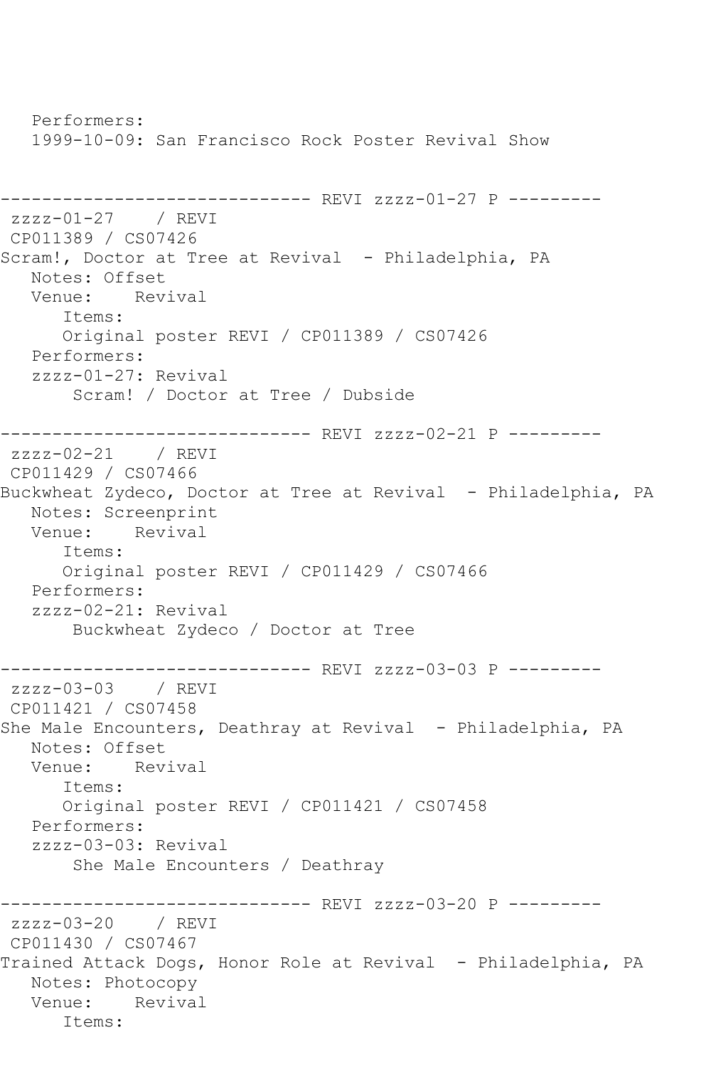```
   Performers:
   1999-10-09: San Francisco Rock Poster Revival Show


------------------------------ REVI zzzz-01-27 P ---------
 zzzz-01-27    / REVI
 CP011389 / CS07426
Scram!, Doctor at Tree at Revival  - Philadelphia, PA
   Notes: Offset
   Venue:    Revival
      Items:
      Original poster REVI / CP011389 / CS07426
   Performers:
   zzzz-01-27: Revival
       Scram! / Doctor at Tree / Dubside

------------------------------ REVI zzzz-02-21 P ---------
 zzzz-02-21    / REVI
 CP011429 / CS07466
Buckwheat Zydeco, Doctor at Tree at Revival  - Philadelphia, PA
   Notes: Screenprint
   Venue:    Revival
      Items:
      Original poster REVI / CP011429 / CS07466
   Performers:
   zzzz-02-21: Revival
       Buckwheat Zydeco / Doctor at Tree

------------------------------ REVI zzzz-03-03 P ---------
 zzzz-03-03    / REVI
 CP011421 / CS07458
She Male Encounters, Deathray at Revival  - Philadelphia, PA
   Notes: Offset
   Venue:    Revival
      Items:
      Original poster REVI / CP011421 / CS07458
   Performers:
   zzzz-03-03: Revival
       She Male Encounters / Deathray

------------------------------ REVI zzzz-03-20 P ---------
 zzzz-03-20    / REVI
 CP011430 / CS07467
Trained Attack Dogs, Honor Role at Revival  - Philadelphia, PA
   Notes: Photocopy
   Venue:    Revival
      Items:
```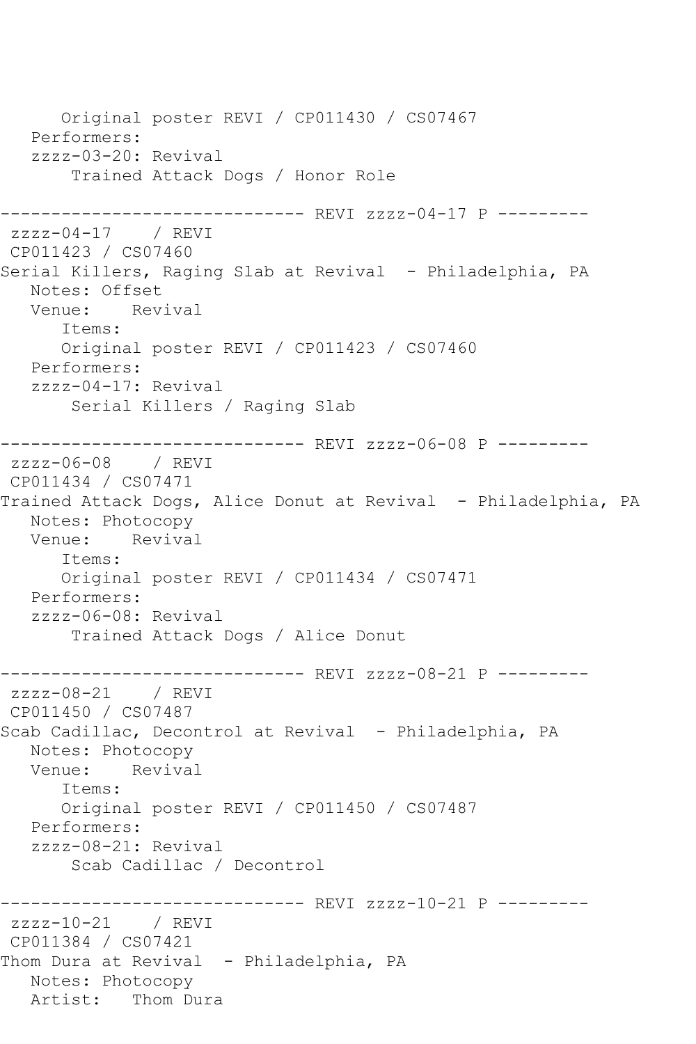```
      Original poster REVI / CP011430 / CS07467
   Performers:
   zzzz-03-20: Revival
        Trained Attack Dogs / Honor Role

------------------------------ REVI zzzz-04-17 P ---------
 zzzz-04-17    / REVI
 CP011423 / CS07460
Serial Killers, Raging Slab at Revival  - Philadelphia, PA
   Notes: Offset
   Venue:    Revival
      Items:
      Original poster REVI / CP011423 / CS07460
   Performers:
   zzzz-04-17: Revival
        Serial Killers / Raging Slab

------------------------------ REVI zzzz-06-08 P ---------
 zzzz-06-08    / REVI
 CP011434 / CS07471
Trained Attack Dogs, Alice Donut at Revival  - Philadelphia, PA
   Notes: Photocopy
   Venue:    Revival
      Items:
      Original poster REVI / CP011434 / CS07471
   Performers:
   zzzz-06-08: Revival
        Trained Attack Dogs / Alice Donut

------------------------------ REVI zzzz-08-21 P ---------
 zzzz-08-21    / REVI
 CP011450 / CS07487
Scab Cadillac, Decontrol at Revival  - Philadelphia, PA
   Notes: Photocopy
   Venue:    Revival
      Items:
      Original poster REVI / CP011450 / CS07487
   Performers:
   zzzz-08-21: Revival
        Scab Cadillac / Decontrol

------------------------------ REVI zzzz-10-21 P ---------
 zzzz-10-21    / REVI
 CP011384 / CS07421
Thom Dura at Revival  - Philadelphia, PA
   Notes: Photocopy
   Artist:   Thom Dura
```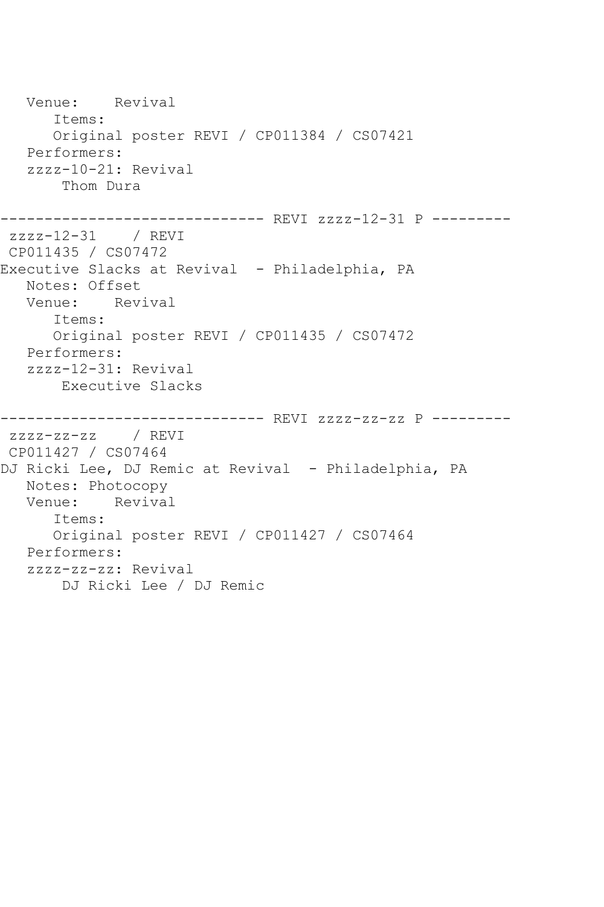```
   Venue:    Revival
      Items:
      Original poster REVI / CP011384 / CS07421
   Performers:
   zzzz-10-21: Revival
       Thom Dura

------------------------------ REVI zzzz-12-31 P ---------
 zzzz-12-31    / REVI
 CP011435 / CS07472
Executive Slacks at Revival  - Philadelphia, PA
   Notes: Offset
   Venue:    Revival
      Items:
      Original poster REVI / CP011435 / CS07472
   Performers:
   zzzz-12-31: Revival
       Executive Slacks

------------------------------ REVI zzzz-zz-zz P ---------
 zzzz-zz-zz    / REVI
 CP011427 / CS07464
DJ Ricki Lee, DJ Remic at Revival  - Philadelphia, PA
   Notes: Photocopy
   Venue:    Revival
      Items:
      Original poster REVI / CP011427 / CS07464
   Performers:
   zzzz-zz-zz: Revival
       DJ Ricki Lee / DJ Remic
```